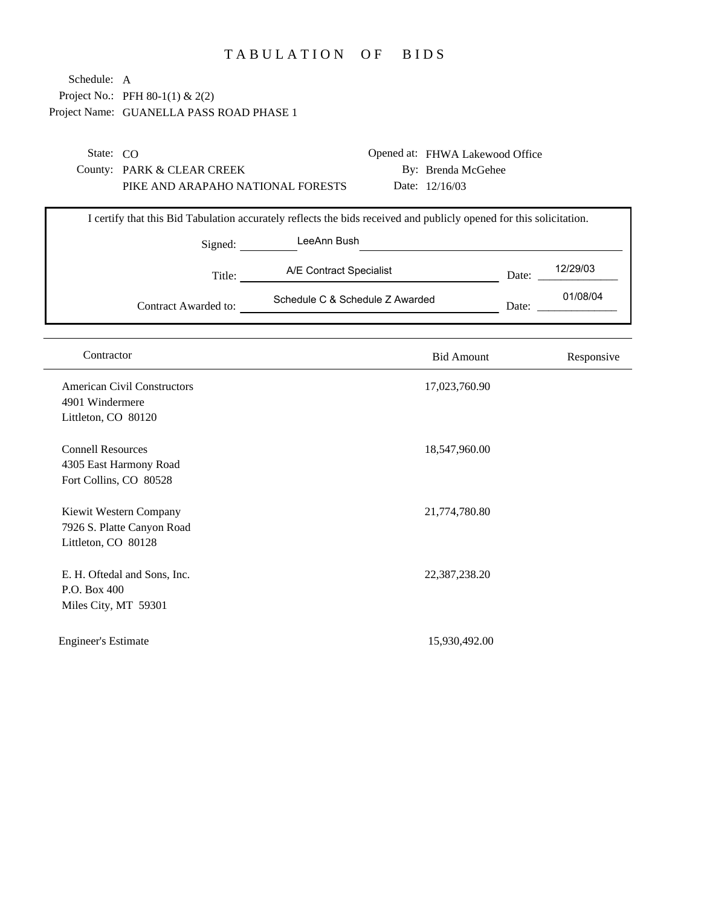# TABULATION OF BIDS

Schedule: A
Project No.: PFH 80-1(1) & 2(2)
Project Name: GUANELLA PASS ROAD PHASE 1

State: CO
County: PARK & CLEAR CREEK
PIKE AND ARAPAHO NATIONAL FORESTS

Opened at: FHWA Lakewood Office
By: Brenda McGehee
Date: 12/16/03

I certify that this Bid Tabulation accurately reflects the bids received and publicly opened for this solicitation.

Signed: LeeAnn Bush

Title: A/E Contract Specialist    Date: 12/29/03

Contract Awarded to: Schedule C & Schedule Z Awarded    Date: 01/08/04

| Contractor | Bid Amount | Responsive |
|---|---|---|
| American Civil Constructors<br>4901 Windermere<br>Littleton, CO 80120 | 17,023,760.90 | |
| Connell Resources<br>4305 East Harmony Road<br>Fort Collins, CO 80528 | 18,547,960.00 | |
| Kiewit Western Company<br>7926 S. Platte Canyon Road<br>Littleton, CO 80128 | 21,774,780.80 | |
| E. H. Oftedal and Sons, Inc.<br>P.O. Box 400<br>Miles City, MT 59301 | 22,387,238.20 | |
| Engineer's Estimate | 15,930,492.00 | |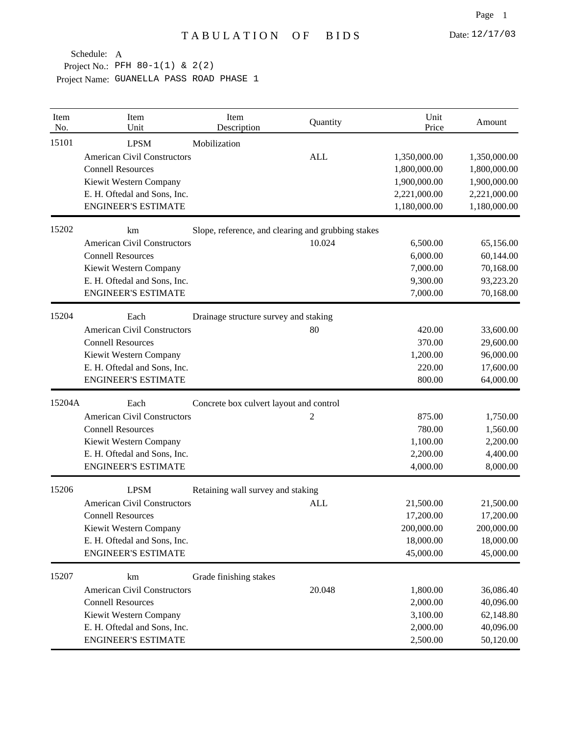# TABULATION OF BIDS

Date: 12/17/03

Schedule: A

Project No.: PFH 80-1(1) & 2(2)

Project Name: GUANELLA PASS ROAD PHASE 1

| Item No. | Item Unit | Item Description | Quantity | Unit Price | Amount |
|---|---|---|---|---|---|
| 15101 | LPSM | Mobilization | | | |
| | American Civil Constructors | | ALL | 1,350,000.00 | 1,350,000.00 |
| | Connell Resources | | | 1,800,000.00 | 1,800,000.00 |
| | Kiewit Western Company | | | 1,900,000.00 | 1,900,000.00 |
| | E. H. Oftedal and Sons, Inc. | | | 2,221,000.00 | 2,221,000.00 |
| | ENGINEER'S ESTIMATE | | | 1,180,000.00 | 1,180,000.00 |
| 15202 | km | Slope, reference, and clearing and grubbing stakes | | | |
| | American Civil Constructors | | 10.024 | 6,500.00 | 65,156.00 |
| | Connell Resources | | | 6,000.00 | 60,144.00 |
| | Kiewit Western Company | | | 7,000.00 | 70,168.00 |
| | E. H. Oftedal and Sons, Inc. | | | 9,300.00 | 93,223.20 |
| | ENGINEER'S ESTIMATE | | | 7,000.00 | 70,168.00 |
| 15204 | Each | Drainage structure survey and staking | | | |
| | American Civil Constructors | | 80 | 420.00 | 33,600.00 |
| | Connell Resources | | | 370.00 | 29,600.00 |
| | Kiewit Western Company | | | 1,200.00 | 96,000.00 |
| | E. H. Oftedal and Sons, Inc. | | | 220.00 | 17,600.00 |
| | ENGINEER'S ESTIMATE | | | 800.00 | 64,000.00 |
| 15204A | Each | Concrete box culvert layout and control | | | |
| | American Civil Constructors | | 2 | 875.00 | 1,750.00 |
| | Connell Resources | | | 780.00 | 1,560.00 |
| | Kiewit Western Company | | | 1,100.00 | 2,200.00 |
| | E. H. Oftedal and Sons, Inc. | | | 2,200.00 | 4,400.00 |
| | ENGINEER'S ESTIMATE | | | 4,000.00 | 8,000.00 |
| 15206 | LPSM | Retaining wall survey and staking | | | |
| | American Civil Constructors | | ALL | 21,500.00 | 21,500.00 |
| | Connell Resources | | | 17,200.00 | 17,200.00 |
| | Kiewit Western Company | | | 200,000.00 | 200,000.00 |
| | E. H. Oftedal and Sons, Inc. | | | 18,000.00 | 18,000.00 |
| | ENGINEER'S ESTIMATE | | | 45,000.00 | 45,000.00 |
| 15207 | km | Grade finishing stakes | | | |
| | American Civil Constructors | | 20.048 | 1,800.00 | 36,086.40 |
| | Connell Resources | | | 2,000.00 | 40,096.00 |
| | Kiewit Western Company | | | 3,100.00 | 62,148.80 |
| | E. H. Oftedal and Sons, Inc. | | | 2,000.00 | 40,096.00 |
| | ENGINEER'S ESTIMATE | | | 2,500.00 | 50,120.00 |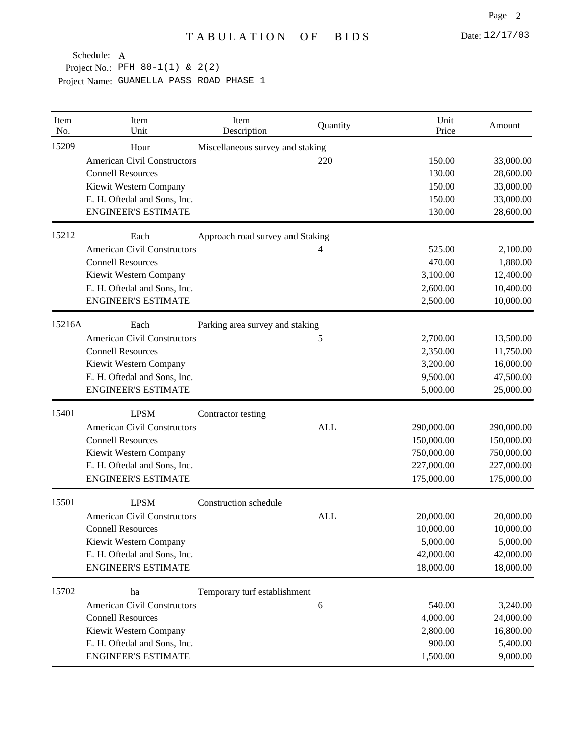# TABULATION OF BIDS

Date: 12/17/03

Schedule: A
Project No.: PFH 80-1(1) & 2(2)
Project Name: GUANELLA PASS ROAD PHASE 1

| Item No. | Item Unit | Item Description | Quantity | Unit Price | Amount |
|---|---|---|---|---|---|
| 15209 | Hour | Miscellaneous survey and staking | | | |
| | American Civil Constructors | | 220 | 150.00 | 33,000.00 |
| | Connell Resources | | | 130.00 | 28,600.00 |
| | Kiewit Western Company | | | 150.00 | 33,000.00 |
| | E. H. Oftedal and Sons, Inc. | | | 150.00 | 33,000.00 |
| | ENGINEER'S ESTIMATE | | | 130.00 | 28,600.00 |
| 15212 | Each | Approach road survey and Staking | | | |
| | American Civil Constructors | | 4 | 525.00 | 2,100.00 |
| | Connell Resources | | | 470.00 | 1,880.00 |
| | Kiewit Western Company | | | 3,100.00 | 12,400.00 |
| | E. H. Oftedal and Sons, Inc. | | | 2,600.00 | 10,400.00 |
| | ENGINEER'S ESTIMATE | | | 2,500.00 | 10,000.00 |
| 15216A | Each | Parking area survey and staking | | | |
| | American Civil Constructors | | 5 | 2,700.00 | 13,500.00 |
| | Connell Resources | | | 2,350.00 | 11,750.00 |
| | Kiewit Western Company | | | 3,200.00 | 16,000.00 |
| | E. H. Oftedal and Sons, Inc. | | | 9,500.00 | 47,500.00 |
| | ENGINEER'S ESTIMATE | | | 5,000.00 | 25,000.00 |
| 15401 | LPSM | Contractor testing | | | |
| | American Civil Constructors | | ALL | 290,000.00 | 290,000.00 |
| | Connell Resources | | | 150,000.00 | 150,000.00 |
| | Kiewit Western Company | | | 750,000.00 | 750,000.00 |
| | E. H. Oftedal and Sons, Inc. | | | 227,000.00 | 227,000.00 |
| | ENGINEER'S ESTIMATE | | | 175,000.00 | 175,000.00 |
| 15501 | LPSM | Construction schedule | | | |
| | American Civil Constructors | | ALL | 20,000.00 | 20,000.00 |
| | Connell Resources | | | 10,000.00 | 10,000.00 |
| | Kiewit Western Company | | | 5,000.00 | 5,000.00 |
| | E. H. Oftedal and Sons, Inc. | | | 42,000.00 | 42,000.00 |
| | ENGINEER'S ESTIMATE | | | 18,000.00 | 18,000.00 |
| 15702 | ha | Temporary turf establishment | | | |
| | American Civil Constructors | | 6 | 540.00 | 3,240.00 |
| | Connell Resources | | | 4,000.00 | 24,000.00 |
| | Kiewit Western Company | | | 2,800.00 | 16,800.00 |
| | E. H. Oftedal and Sons, Inc. | | | 900.00 | 5,400.00 |
| | ENGINEER'S ESTIMATE | | | 1,500.00 | 9,000.00 |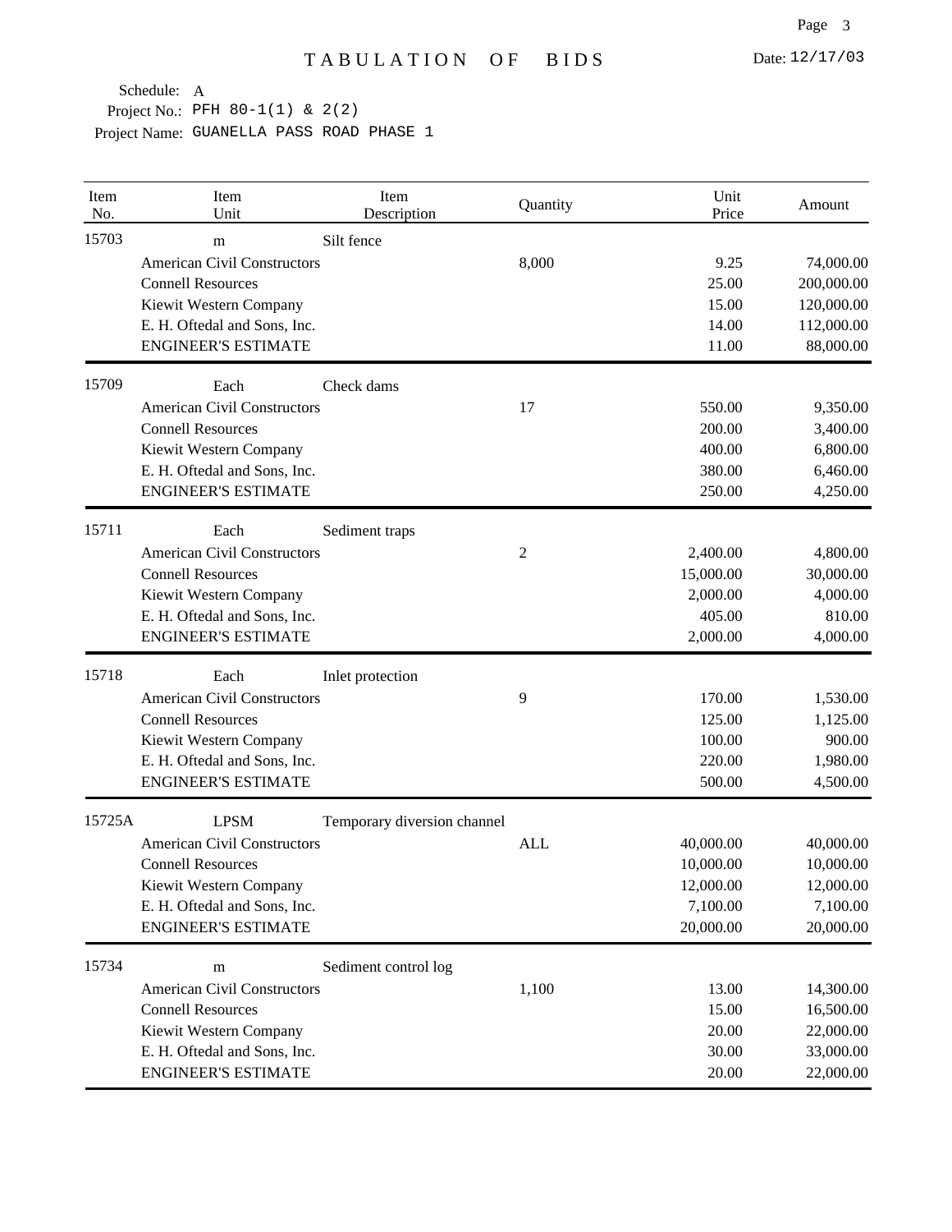# TABULATION OF BIDS

Date: 12/17/03

Schedule: A
Project No.: PFH 80-1(1) & 2(2)
Project Name: GUANELLA PASS ROAD PHASE 1

| Item No. | Item Unit | Item Description | Quantity | Unit Price | Amount |
|---|---|---|---|---|---|
| 15703 | m | Silt fence | | | |
| | American Civil Constructors | | 8,000 | 9.25 | 74,000.00 |
| | Connell Resources | | | 25.00 | 200,000.00 |
| | Kiewit Western Company | | | 15.00 | 120,000.00 |
| | E. H. Oftedal and Sons, Inc. | | | 14.00 | 112,000.00 |
| | ENGINEER'S ESTIMATE | | | 11.00 | 88,000.00 |
| 15709 | Each | Check dams | | | |
| | American Civil Constructors | | 17 | 550.00 | 9,350.00 |
| | Connell Resources | | | 200.00 | 3,400.00 |
| | Kiewit Western Company | | | 400.00 | 6,800.00 |
| | E. H. Oftedal and Sons, Inc. | | | 380.00 | 6,460.00 |
| | ENGINEER'S ESTIMATE | | | 250.00 | 4,250.00 |
| 15711 | Each | Sediment traps | | | |
| | American Civil Constructors | | 2 | 2,400.00 | 4,800.00 |
| | Connell Resources | | | 15,000.00 | 30,000.00 |
| | Kiewit Western Company | | | 2,000.00 | 4,000.00 |
| | E. H. Oftedal and Sons, Inc. | | | 405.00 | 810.00 |
| | ENGINEER'S ESTIMATE | | | 2,000.00 | 4,000.00 |
| 15718 | Each | Inlet protection | | | |
| | American Civil Constructors | | 9 | 170.00 | 1,530.00 |
| | Connell Resources | | | 125.00 | 1,125.00 |
| | Kiewit Western Company | | | 100.00 | 900.00 |
| | E. H. Oftedal and Sons, Inc. | | | 220.00 | 1,980.00 |
| | ENGINEER'S ESTIMATE | | | 500.00 | 4,500.00 |
| 15725A | LPSM | Temporary diversion channel | | | |
| | American Civil Constructors | | ALL | 40,000.00 | 40,000.00 |
| | Connell Resources | | | 10,000.00 | 10,000.00 |
| | Kiewit Western Company | | | 12,000.00 | 12,000.00 |
| | E. H. Oftedal and Sons, Inc. | | | 7,100.00 | 7,100.00 |
| | ENGINEER'S ESTIMATE | | | 20,000.00 | 20,000.00 |
| 15734 | m | Sediment control log | | | |
| | American Civil Constructors | | 1,100 | 13.00 | 14,300.00 |
| | Connell Resources | | | 15.00 | 16,500.00 |
| | Kiewit Western Company | | | 20.00 | 22,000.00 |
| | E. H. Oftedal and Sons, Inc. | | | 30.00 | 33,000.00 |
| | ENGINEER'S ESTIMATE | | | 20.00 | 22,000.00 |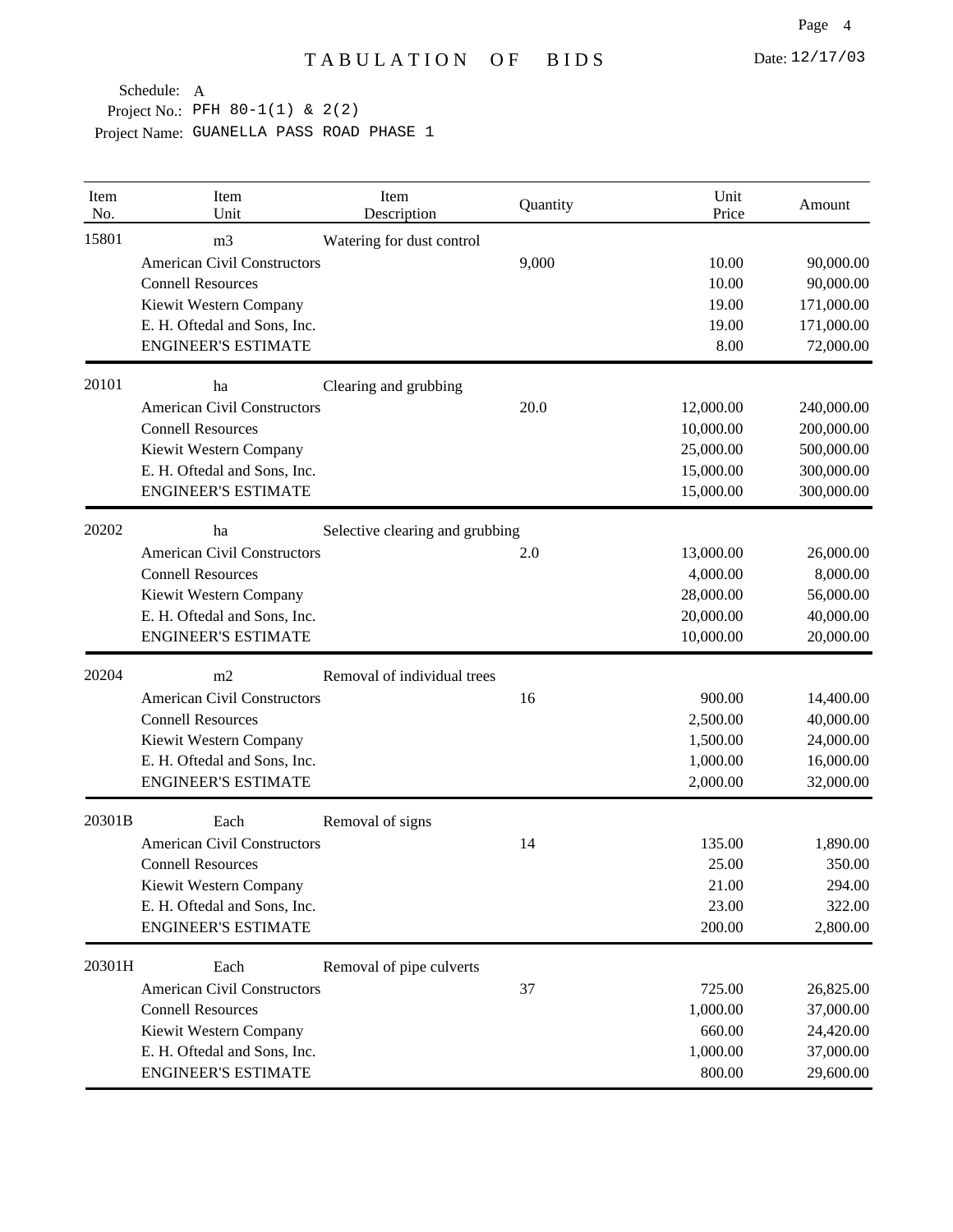# TABULATION OF BIDS

Date: 12/17/03

Schedule: A
Project No.: PFH 80-1(1) & 2(2)
Project Name: GUANELLA PASS ROAD PHASE 1

| Item No. | Item Unit | Item Description | Quantity | Unit Price | Amount |
|---|---|---|---|---|---|
| 15801 | m3 | Watering for dust control | | | |
| | American Civil Constructors | | 9,000 | 10.00 | 90,000.00 |
| | Connell Resources | | | 10.00 | 90,000.00 |
| | Kiewit Western Company | | | 19.00 | 171,000.00 |
| | E. H. Oftedal and Sons, Inc. | | | 19.00 | 171,000.00 |
| | ENGINEER'S ESTIMATE | | | 8.00 | 72,000.00 |
| 20101 | ha | Clearing and grubbing | | | |
| | American Civil Constructors | | 20.0 | 12,000.00 | 240,000.00 |
| | Connell Resources | | | 10,000.00 | 200,000.00 |
| | Kiewit Western Company | | | 25,000.00 | 500,000.00 |
| | E. H. Oftedal and Sons, Inc. | | | 15,000.00 | 300,000.00 |
| | ENGINEER'S ESTIMATE | | | 15,000.00 | 300,000.00 |
| 20202 | ha | Selective clearing and grubbing | | | |
| | American Civil Constructors | | 2.0 | 13,000.00 | 26,000.00 |
| | Connell Resources | | | 4,000.00 | 8,000.00 |
| | Kiewit Western Company | | | 28,000.00 | 56,000.00 |
| | E. H. Oftedal and Sons, Inc. | | | 20,000.00 | 40,000.00 |
| | ENGINEER'S ESTIMATE | | | 10,000.00 | 20,000.00 |
| 20204 | m2 | Removal of individual trees | | | |
| | American Civil Constructors | | 16 | 900.00 | 14,400.00 |
| | Connell Resources | | | 2,500.00 | 40,000.00 |
| | Kiewit Western Company | | | 1,500.00 | 24,000.00 |
| | E. H. Oftedal and Sons, Inc. | | | 1,000.00 | 16,000.00 |
| | ENGINEER'S ESTIMATE | | | 2,000.00 | 32,000.00 |
| 20301B | Each | Removal of signs | | | |
| | American Civil Constructors | | 14 | 135.00 | 1,890.00 |
| | Connell Resources | | | 25.00 | 350.00 |
| | Kiewit Western Company | | | 21.00 | 294.00 |
| | E. H. Oftedal and Sons, Inc. | | | 23.00 | 322.00 |
| | ENGINEER'S ESTIMATE | | | 200.00 | 2,800.00 |
| 20301H | Each | Removal of pipe culverts | | | |
| | American Civil Constructors | | 37 | 725.00 | 26,825.00 |
| | Connell Resources | | | 1,000.00 | 37,000.00 |
| | Kiewit Western Company | | | 660.00 | 24,420.00 |
| | E. H. Oftedal and Sons, Inc. | | | 1,000.00 | 37,000.00 |
| | ENGINEER'S ESTIMATE | | | 800.00 | 29,600.00 |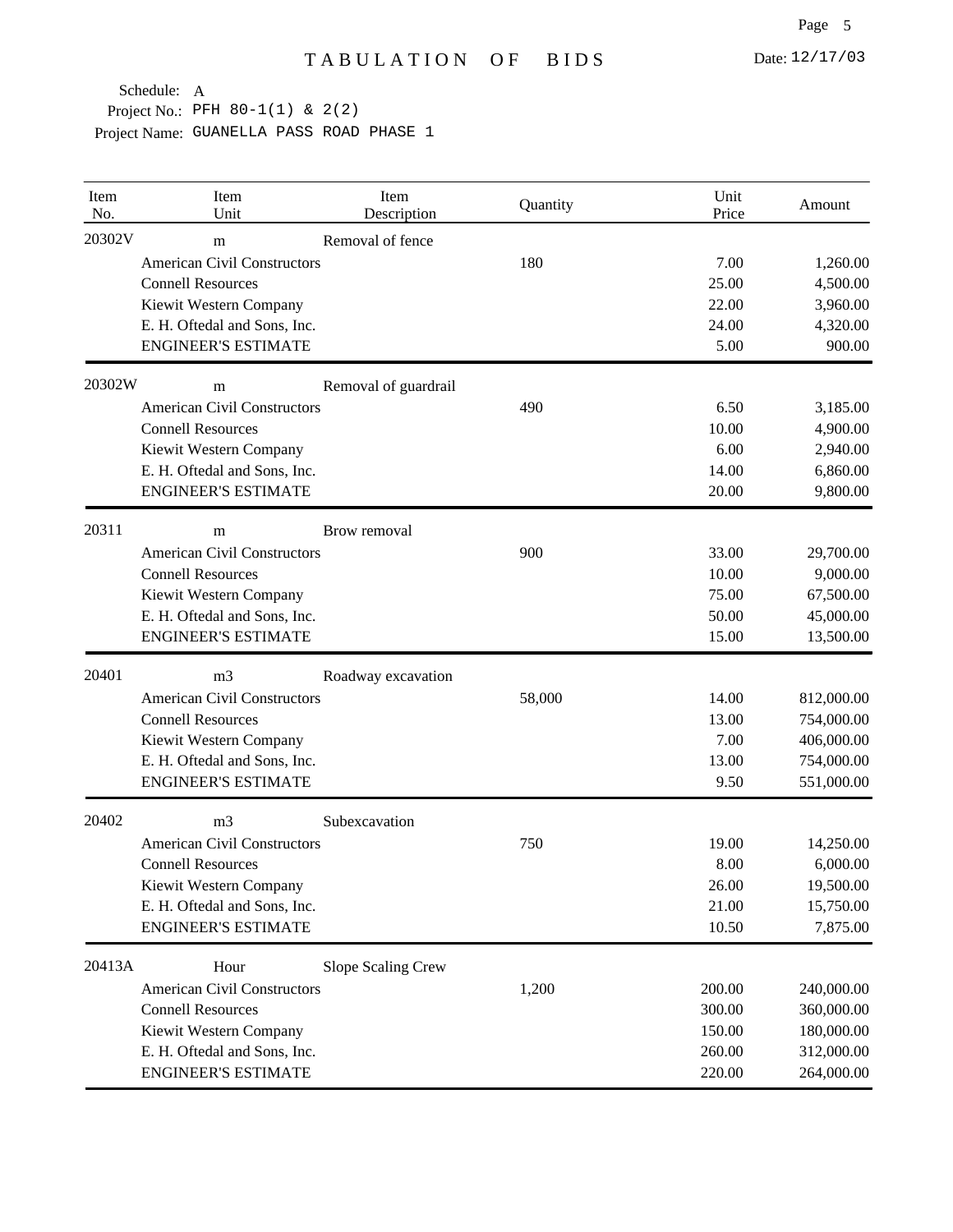# TABULATION OF BIDS

Date: 12/17/03

Schedule: A
Project No.: PFH 80-1(1) & 2(2)
Project Name: GUANELLA PASS ROAD PHASE 1

| Item No. | Item Unit | Item Description | Quantity | Unit Price | Amount |
|---|---|---|---|---|---|
| 20302V | m | Removal of fence | | | |
| | American Civil Constructors | | 180 | 7.00 | 1,260.00 |
| | Connell Resources | | | 25.00 | 4,500.00 |
| | Kiewit Western Company | | | 22.00 | 3,960.00 |
| | E. H. Oftedal and Sons, Inc. | | | 24.00 | 4,320.00 |
| | ENGINEER'S ESTIMATE | | | 5.00 | 900.00 |
| 20302W | m | Removal of guardrail | | | |
| | American Civil Constructors | | 490 | 6.50 | 3,185.00 |
| | Connell Resources | | | 10.00 | 4,900.00 |
| | Kiewit Western Company | | | 6.00 | 2,940.00 |
| | E. H. Oftedal and Sons, Inc. | | | 14.00 | 6,860.00 |
| | ENGINEER'S ESTIMATE | | | 20.00 | 9,800.00 |
| 20311 | m | Brow removal | | | |
| | American Civil Constructors | | 900 | 33.00 | 29,700.00 |
| | Connell Resources | | | 10.00 | 9,000.00 |
| | Kiewit Western Company | | | 75.00 | 67,500.00 |
| | E. H. Oftedal and Sons, Inc. | | | 50.00 | 45,000.00 |
| | ENGINEER'S ESTIMATE | | | 15.00 | 13,500.00 |
| 20401 | m3 | Roadway excavation | | | |
| | American Civil Constructors | | 58,000 | 14.00 | 812,000.00 |
| | Connell Resources | | | 13.00 | 754,000.00 |
| | Kiewit Western Company | | | 7.00 | 406,000.00 |
| | E. H. Oftedal and Sons, Inc. | | | 13.00 | 754,000.00 |
| | ENGINEER'S ESTIMATE | | | 9.50 | 551,000.00 |
| 20402 | m3 | Subexcavation | | | |
| | American Civil Constructors | | 750 | 19.00 | 14,250.00 |
| | Connell Resources | | | 8.00 | 6,000.00 |
| | Kiewit Western Company | | | 26.00 | 19,500.00 |
| | E. H. Oftedal and Sons, Inc. | | | 21.00 | 15,750.00 |
| | ENGINEER'S ESTIMATE | | | 10.50 | 7,875.00 |
| 20413A | Hour | Slope Scaling Crew | | | |
| | American Civil Constructors | | 1,200 | 200.00 | 240,000.00 |
| | Connell Resources | | | 300.00 | 360,000.00 |
| | Kiewit Western Company | | | 150.00 | 180,000.00 |
| | E. H. Oftedal and Sons, Inc. | | | 260.00 | 312,000.00 |
| | ENGINEER'S ESTIMATE | | | 220.00 | 264,000.00 |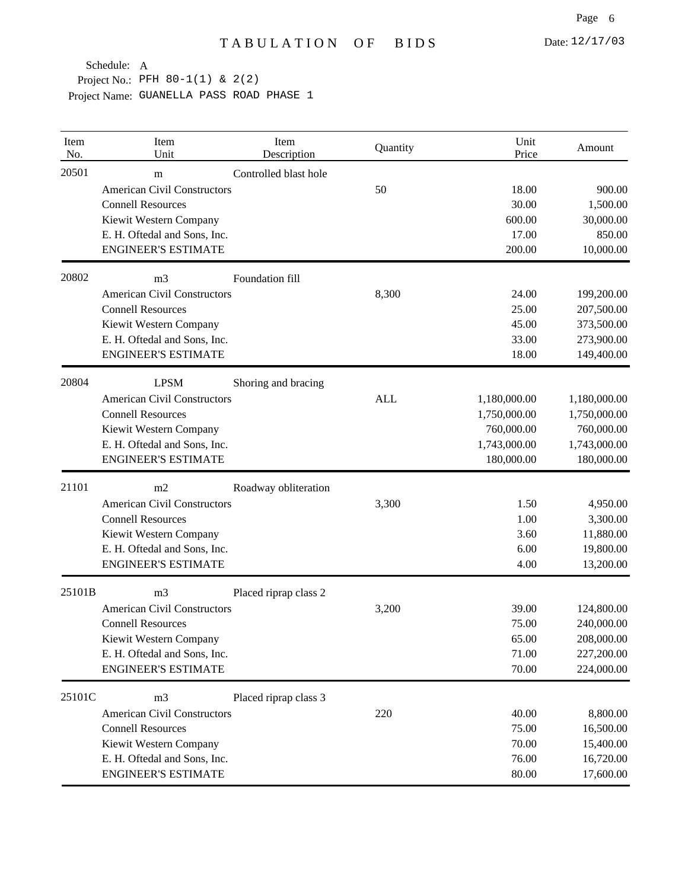# TABULATION OF BIDS

Date: 12/17/03

Schedule: A
Project No.: PFH 80-1(1) & 2(2)
Project Name: GUANELLA PASS ROAD PHASE 1

| Item No. | Item Unit | Item Description | Quantity | Unit Price | Amount |
|---|---|---|---|---|---|
| 20501 | m | Controlled blast hole | | | |
| | American Civil Constructors | | 50 | 18.00 | 900.00 |
| | Connell Resources | | | 30.00 | 1,500.00 |
| | Kiewit Western Company | | | 600.00 | 30,000.00 |
| | E. H. Oftedal and Sons, Inc. | | | 17.00 | 850.00 |
| | ENGINEER'S ESTIMATE | | | 200.00 | 10,000.00 |
| 20802 | m3 | Foundation fill | | | |
| | American Civil Constructors | | 8,300 | 24.00 | 199,200.00 |
| | Connell Resources | | | 25.00 | 207,500.00 |
| | Kiewit Western Company | | | 45.00 | 373,500.00 |
| | E. H. Oftedal and Sons, Inc. | | | 33.00 | 273,900.00 |
| | ENGINEER'S ESTIMATE | | | 18.00 | 149,400.00 |
| 20804 | LPSM | Shoring and bracing | | | |
| | American Civil Constructors | | ALL | 1,180,000.00 | 1,180,000.00 |
| | Connell Resources | | | 1,750,000.00 | 1,750,000.00 |
| | Kiewit Western Company | | | 760,000.00 | 760,000.00 |
| | E. H. Oftedal and Sons, Inc. | | | 1,743,000.00 | 1,743,000.00 |
| | ENGINEER'S ESTIMATE | | | 180,000.00 | 180,000.00 |
| 21101 | m2 | Roadway obliteration | | | |
| | American Civil Constructors | | 3,300 | 1.50 | 4,950.00 |
| | Connell Resources | | | 1.00 | 3,300.00 |
| | Kiewit Western Company | | | 3.60 | 11,880.00 |
| | E. H. Oftedal and Sons, Inc. | | | 6.00 | 19,800.00 |
| | ENGINEER'S ESTIMATE | | | 4.00 | 13,200.00 |
| 25101B | m3 | Placed riprap class 2 | | | |
| | American Civil Constructors | | 3,200 | 39.00 | 124,800.00 |
| | Connell Resources | | | 75.00 | 240,000.00 |
| | Kiewit Western Company | | | 65.00 | 208,000.00 |
| | E. H. Oftedal and Sons, Inc. | | | 71.00 | 227,200.00 |
| | ENGINEER'S ESTIMATE | | | 70.00 | 224,000.00 |
| 25101C | m3 | Placed riprap class 3 | | | |
| | American Civil Constructors | | 220 | 40.00 | 8,800.00 |
| | Connell Resources | | | 75.00 | 16,500.00 |
| | Kiewit Western Company | | | 70.00 | 15,400.00 |
| | E. H. Oftedal and Sons, Inc. | | | 76.00 | 16,720.00 |
| | ENGINEER'S ESTIMATE | | | 80.00 | 17,600.00 |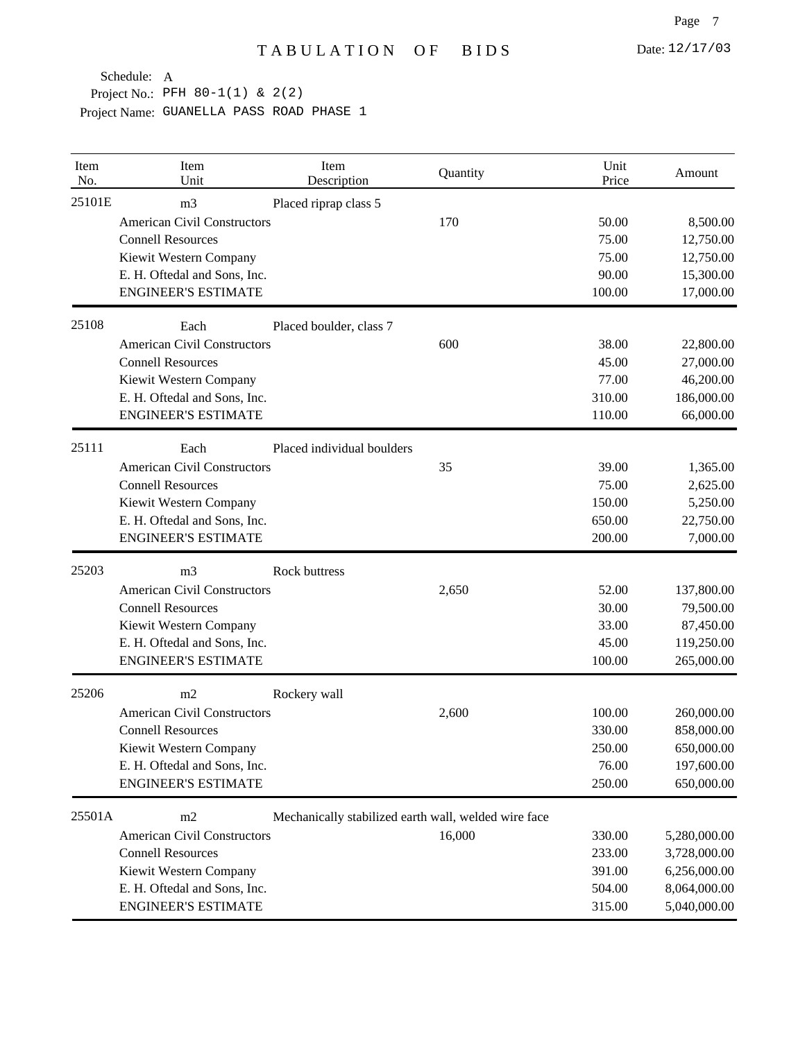# TABULATION OF BIDS

Date: 12/17/03

Schedule: A
Project No.: PFH 80-1(1) & 2(2)
Project Name: GUANELLA PASS ROAD PHASE 1

| Item No. | Item Unit | Item Description | Quantity | Unit Price | Amount |
|---|---|---|---|---|---|
| 25101E | m3 | Placed riprap class 5 | | | |
| | American Civil Constructors | | 170 | 50.00 | 8,500.00 |
| | Connell Resources | | | 75.00 | 12,750.00 |
| | Kiewit Western Company | | | 75.00 | 12,750.00 |
| | E. H. Oftedal and Sons, Inc. | | | 90.00 | 15,300.00 |
| | ENGINEER'S ESTIMATE | | | 100.00 | 17,000.00 |
| 25108 | Each | Placed boulder, class 7 | | | |
| | American Civil Constructors | | 600 | 38.00 | 22,800.00 |
| | Connell Resources | | | 45.00 | 27,000.00 |
| | Kiewit Western Company | | | 77.00 | 46,200.00 |
| | E. H. Oftedal and Sons, Inc. | | | 310.00 | 186,000.00 |
| | ENGINEER'S ESTIMATE | | | 110.00 | 66,000.00 |
| 25111 | Each | Placed individual boulders | | | |
| | American Civil Constructors | | 35 | 39.00 | 1,365.00 |
| | Connell Resources | | | 75.00 | 2,625.00 |
| | Kiewit Western Company | | | 150.00 | 5,250.00 |
| | E. H. Oftedal and Sons, Inc. | | | 650.00 | 22,750.00 |
| | ENGINEER'S ESTIMATE | | | 200.00 | 7,000.00 |
| 25203 | m3 | Rock buttress | | | |
| | American Civil Constructors | | 2,650 | 52.00 | 137,800.00 |
| | Connell Resources | | | 30.00 | 79,500.00 |
| | Kiewit Western Company | | | 33.00 | 87,450.00 |
| | E. H. Oftedal and Sons, Inc. | | | 45.00 | 119,250.00 |
| | ENGINEER'S ESTIMATE | | | 100.00 | 265,000.00 |
| 25206 | m2 | Rockery wall | | | |
| | American Civil Constructors | | 2,600 | 100.00 | 260,000.00 |
| | Connell Resources | | | 330.00 | 858,000.00 |
| | Kiewit Western Company | | | 250.00 | 650,000.00 |
| | E. H. Oftedal and Sons, Inc. | | | 76.00 | 197,600.00 |
| | ENGINEER'S ESTIMATE | | | 250.00 | 650,000.00 |
| 25501A | m2 | Mechanically stabilized earth wall, welded wire face | | | |
| | American Civil Constructors | | 16,000 | 330.00 | 5,280,000.00 |
| | Connell Resources | | | 233.00 | 3,728,000.00 |
| | Kiewit Western Company | | | 391.00 | 6,256,000.00 |
| | E. H. Oftedal and Sons, Inc. | | | 504.00 | 8,064,000.00 |
| | ENGINEER'S ESTIMATE | | | 315.00 | 5,040,000.00 |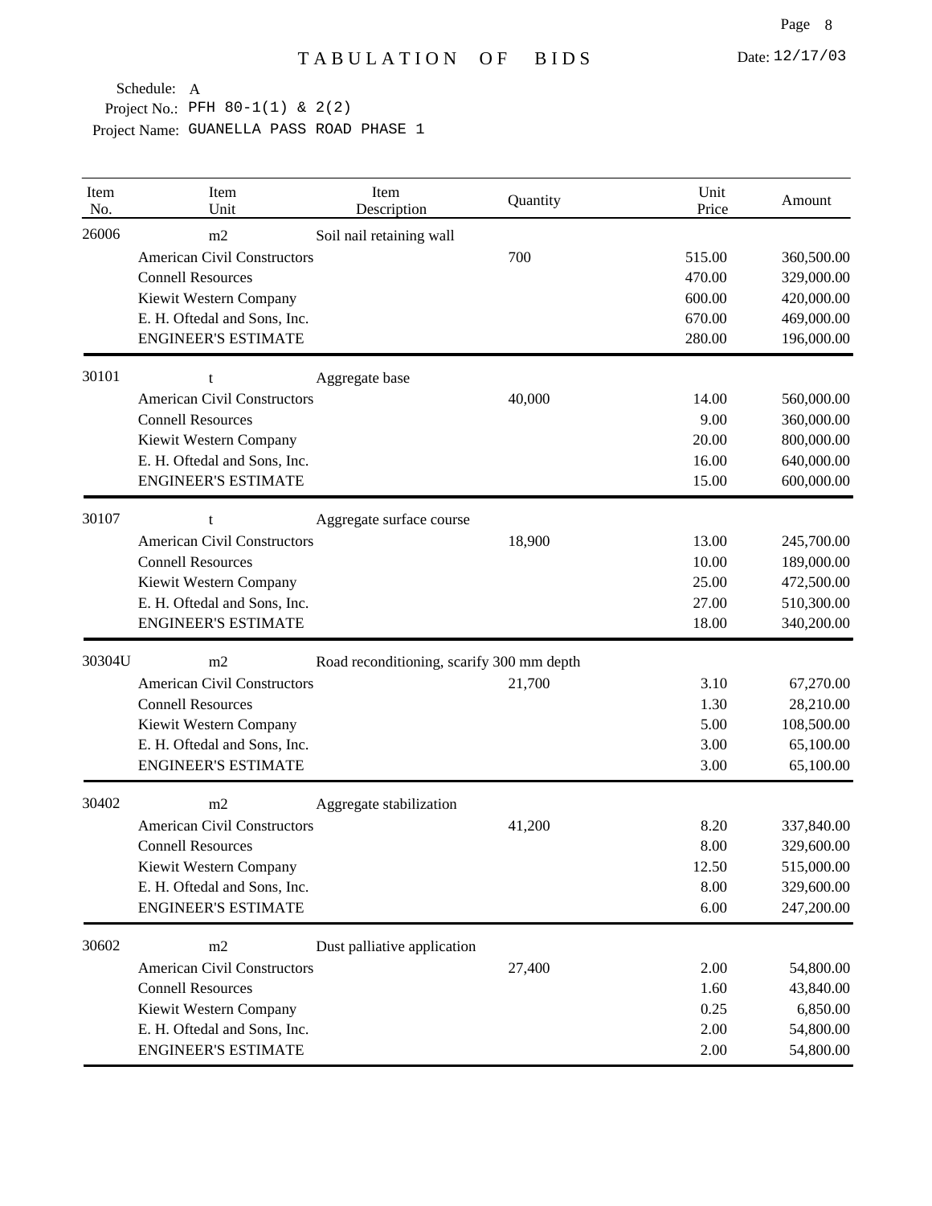# TABULATION OF BIDS

Date: 12/17/03

Schedule: A
Project No.: PFH 80-1(1) & 2(2)
Project Name: GUANELLA PASS ROAD PHASE 1

| Item No. | Item Unit | Item Description | Quantity | Unit Price | Amount |
|---|---|---|---|---|---|
| 26006 | m2 | Soil nail retaining wall | | | |
| | American Civil Constructors | | 700 | 515.00 | 360,500.00 |
| | Connell Resources | | | 470.00 | 329,000.00 |
| | Kiewit Western Company | | | 600.00 | 420,000.00 |
| | E. H. Oftedal and Sons, Inc. | | | 670.00 | 469,000.00 |
| | ENGINEER'S ESTIMATE | | | 280.00 | 196,000.00 |
| 30101 | t | Aggregate base | | | |
| | American Civil Constructors | | 40,000 | 14.00 | 560,000.00 |
| | Connell Resources | | | 9.00 | 360,000.00 |
| | Kiewit Western Company | | | 20.00 | 800,000.00 |
| | E. H. Oftedal and Sons, Inc. | | | 16.00 | 640,000.00 |
| | ENGINEER'S ESTIMATE | | | 15.00 | 600,000.00 |
| 30107 | t | Aggregate surface course | | | |
| | American Civil Constructors | | 18,900 | 13.00 | 245,700.00 |
| | Connell Resources | | | 10.00 | 189,000.00 |
| | Kiewit Western Company | | | 25.00 | 472,500.00 |
| | E. H. Oftedal and Sons, Inc. | | | 27.00 | 510,300.00 |
| | ENGINEER'S ESTIMATE | | | 18.00 | 340,200.00 |
| 30304U | m2 | Road reconditioning, scarify 300 mm depth | | | |
| | American Civil Constructors | | 21,700 | 3.10 | 67,270.00 |
| | Connell Resources | | | 1.30 | 28,210.00 |
| | Kiewit Western Company | | | 5.00 | 108,500.00 |
| | E. H. Oftedal and Sons, Inc. | | | 3.00 | 65,100.00 |
| | ENGINEER'S ESTIMATE | | | 3.00 | 65,100.00 |
| 30402 | m2 | Aggregate stabilization | | | |
| | American Civil Constructors | | 41,200 | 8.20 | 337,840.00 |
| | Connell Resources | | | 8.00 | 329,600.00 |
| | Kiewit Western Company | | | 12.50 | 515,000.00 |
| | E. H. Oftedal and Sons, Inc. | | | 8.00 | 329,600.00 |
| | ENGINEER'S ESTIMATE | | | 6.00 | 247,200.00 |
| 30602 | m2 | Dust palliative application | | | |
| | American Civil Constructors | | 27,400 | 2.00 | 54,800.00 |
| | Connell Resources | | | 1.60 | 43,840.00 |
| | Kiewit Western Company | | | 0.25 | 6,850.00 |
| | E. H. Oftedal and Sons, Inc. | | | 2.00 | 54,800.00 |
| | ENGINEER'S ESTIMATE | | | 2.00 | 54,800.00 |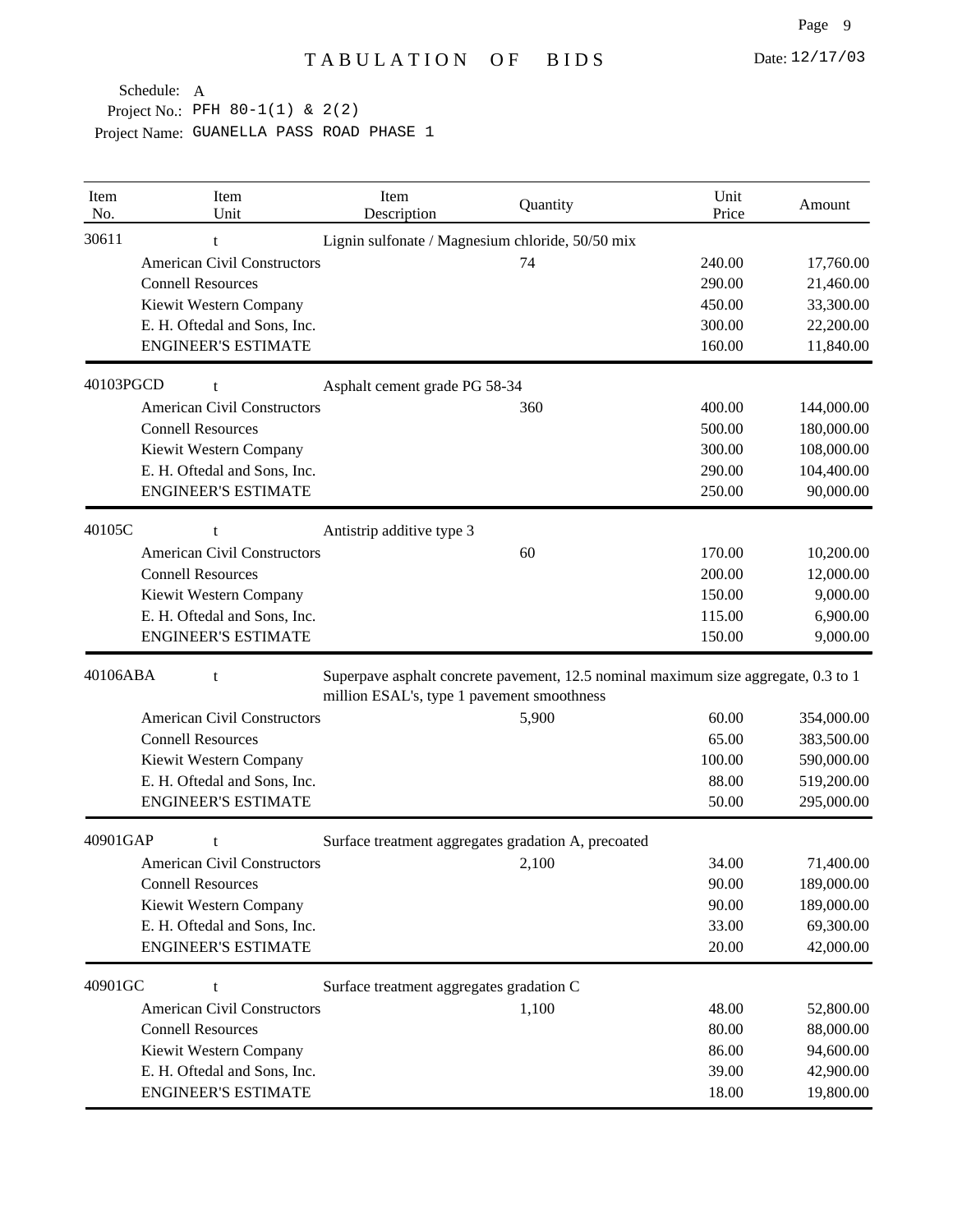# TABULATION OF BIDS

Date: 12/17/03

Schedule: A
Project No.: PFH 80-1(1) & 2(2)
Project Name: GUANELLA PASS ROAD PHASE 1

| Item No. | Item Unit | Item Description | Quantity | Unit Price | Amount |
|---|---|---|---|---|---|
| 30611 | t | Lignin sulfonate / Magnesium chloride, 50/50 mix | | | |
| | American Civil Constructors | | 74 | 240.00 | 17,760.00 |
| | Connell Resources | | | 290.00 | 21,460.00 |
| | Kiewit Western Company | | | 450.00 | 33,300.00 |
| | E. H. Oftedal and Sons, Inc. | | | 300.00 | 22,200.00 |
| | ENGINEER'S ESTIMATE | | | 160.00 | 11,840.00 |
| 40103PGCD | t | Asphalt cement grade PG 58-34 | | | |
| | American Civil Constructors | | 360 | 400.00 | 144,000.00 |
| | Connell Resources | | | 500.00 | 180,000.00 |
| | Kiewit Western Company | | | 300.00 | 108,000.00 |
| | E. H. Oftedal and Sons, Inc. | | | 290.00 | 104,400.00 |
| | ENGINEER'S ESTIMATE | | | 250.00 | 90,000.00 |
| 40105C | t | Antistrip additive type 3 | | | |
| | American Civil Constructors | | 60 | 170.00 | 10,200.00 |
| | Connell Resources | | | 200.00 | 12,000.00 |
| | Kiewit Western Company | | | 150.00 | 9,000.00 |
| | E. H. Oftedal and Sons, Inc. | | | 115.00 | 6,900.00 |
| | ENGINEER'S ESTIMATE | | | 150.00 | 9,000.00 |
| 40106ABA | t | Superpave asphalt concrete pavement, 12.5 nominal maximum size aggregate, 0.3 to 1 million ESAL's, type 1 pavement smoothness | | | |
| | American Civil Constructors | | 5,900 | 60.00 | 354,000.00 |
| | Connell Resources | | | 65.00 | 383,500.00 |
| | Kiewit Western Company | | | 100.00 | 590,000.00 |
| | E. H. Oftedal and Sons, Inc. | | | 88.00 | 519,200.00 |
| | ENGINEER'S ESTIMATE | | | 50.00 | 295,000.00 |
| 40901GAP | t | Surface treatment aggregates gradation A, precoated | | | |
| | American Civil Constructors | | 2,100 | 34.00 | 71,400.00 |
| | Connell Resources | | | 90.00 | 189,000.00 |
| | Kiewit Western Company | | | 90.00 | 189,000.00 |
| | E. H. Oftedal and Sons, Inc. | | | 33.00 | 69,300.00 |
| | ENGINEER'S ESTIMATE | | | 20.00 | 42,000.00 |
| 40901GC | t | Surface treatment aggregates gradation C | | | |
| | American Civil Constructors | | 1,100 | 48.00 | 52,800.00 |
| | Connell Resources | | | 80.00 | 88,000.00 |
| | Kiewit Western Company | | | 86.00 | 94,600.00 |
| | E. H. Oftedal and Sons, Inc. | | | 39.00 | 42,900.00 |
| | ENGINEER'S ESTIMATE | | | 18.00 | 19,800.00 |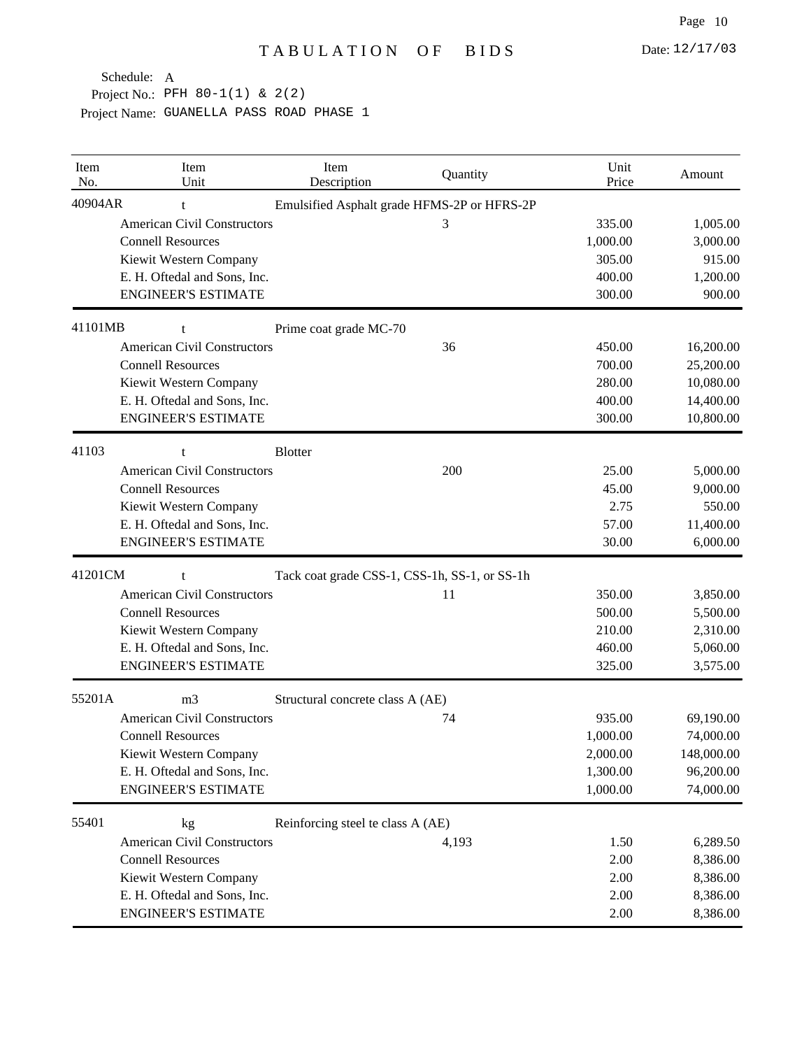# TABULATION OF BIDS

Date: 12/17/03

Schedule: A
Project No.: PFH 80-1(1) & 2(2)
Project Name: GUANELLA PASS ROAD PHASE 1

| Item No. | Item Unit | Item Description | Quantity | Unit Price | Amount |
|---|---|---|---|---|---|
| 40904AR | t | Emulsified Asphalt grade HFMS-2P or HFRS-2P | | | |
| | American Civil Constructors | | 3 | 335.00 | 1,005.00 |
| | Connell Resources | | | 1,000.00 | 3,000.00 |
| | Kiewit Western Company | | | 305.00 | 915.00 |
| | E. H. Oftedal and Sons, Inc. | | | 400.00 | 1,200.00 |
| | ENGINEER'S ESTIMATE | | | 300.00 | 900.00 |
| 41101MB | t | Prime coat grade MC-70 | | | |
| | American Civil Constructors | | 36 | 450.00 | 16,200.00 |
| | Connell Resources | | | 700.00 | 25,200.00 |
| | Kiewit Western Company | | | 280.00 | 10,080.00 |
| | E. H. Oftedal and Sons, Inc. | | | 400.00 | 14,400.00 |
| | ENGINEER'S ESTIMATE | | | 300.00 | 10,800.00 |
| 41103 | t | Blotter | | | |
| | American Civil Constructors | | 200 | 25.00 | 5,000.00 |
| | Connell Resources | | | 45.00 | 9,000.00 |
| | Kiewit Western Company | | | 2.75 | 550.00 |
| | E. H. Oftedal and Sons, Inc. | | | 57.00 | 11,400.00 |
| | ENGINEER'S ESTIMATE | | | 30.00 | 6,000.00 |
| 41201CM | t | Tack coat grade CSS-1, CSS-1h, SS-1, or SS-1h | | | |
| | American Civil Constructors | | 11 | 350.00 | 3,850.00 |
| | Connell Resources | | | 500.00 | 5,500.00 |
| | Kiewit Western Company | | | 210.00 | 2,310.00 |
| | E. H. Oftedal and Sons, Inc. | | | 460.00 | 5,060.00 |
| | ENGINEER'S ESTIMATE | | | 325.00 | 3,575.00 |
| 55201A | m3 | Structural concrete class A (AE) | | | |
| | American Civil Constructors | | 74 | 935.00 | 69,190.00 |
| | Connell Resources | | | 1,000.00 | 74,000.00 |
| | Kiewit Western Company | | | 2,000.00 | 148,000.00 |
| | E. H. Oftedal and Sons, Inc. | | | 1,300.00 | 96,200.00 |
| | ENGINEER'S ESTIMATE | | | 1,000.00 | 74,000.00 |
| 55401 | kg | Reinforcing steel te class A (AE) | | | |
| | American Civil Constructors | | 4,193 | 1.50 | 6,289.50 |
| | Connell Resources | | | 2.00 | 8,386.00 |
| | Kiewit Western Company | | | 2.00 | 8,386.00 |
| | E. H. Oftedal and Sons, Inc. | | | 2.00 | 8,386.00 |
| | ENGINEER'S ESTIMATE | | | 2.00 | 8,386.00 |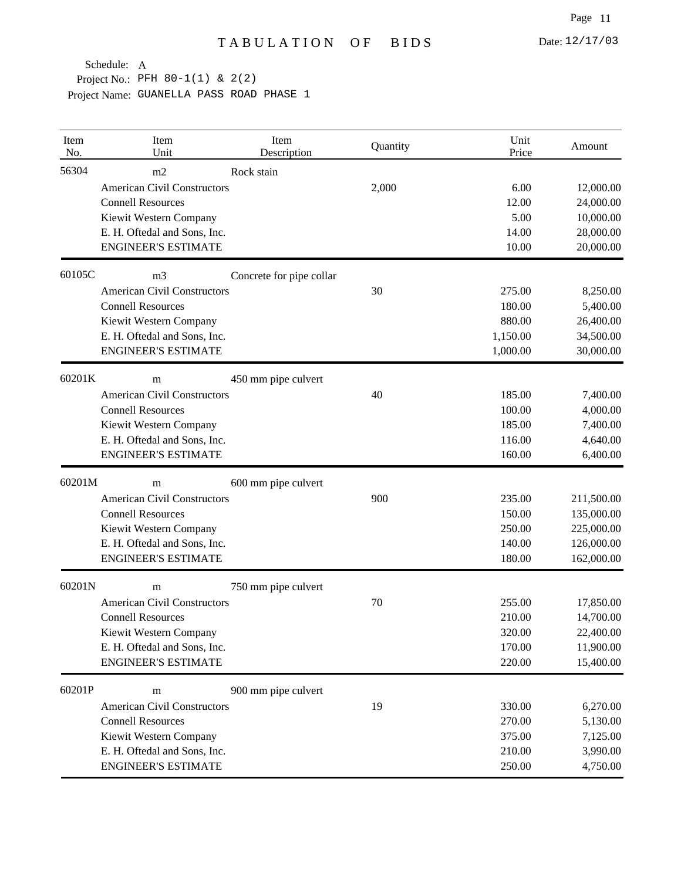# TABULATION OF BIDS

Date: 12/17/03

Schedule: A
Project No.: PFH 80-1(1) & 2(2)
Project Name: GUANELLA PASS ROAD PHASE 1

| Item No. | Item Unit | Item Description | Quantity | Unit Price | Amount |
|---|---|---|---|---|---|
| 56304 | m2 | Rock stain | | | |
| | American Civil Constructors | | 2,000 | 6.00 | 12,000.00 |
| | Connell Resources | | | 12.00 | 24,000.00 |
| | Kiewit Western Company | | | 5.00 | 10,000.00 |
| | E. H. Oftedal and Sons, Inc. | | | 14.00 | 28,000.00 |
| | ENGINEER'S ESTIMATE | | | 10.00 | 20,000.00 |
| 60105C | m3 | Concrete for pipe collar | | | |
| | American Civil Constructors | | 30 | 275.00 | 8,250.00 |
| | Connell Resources | | | 180.00 | 5,400.00 |
| | Kiewit Western Company | | | 880.00 | 26,400.00 |
| | E. H. Oftedal and Sons, Inc. | | | 1,150.00 | 34,500.00 |
| | ENGINEER'S ESTIMATE | | | 1,000.00 | 30,000.00 |
| 60201K | m | 450 mm pipe culvert | | | |
| | American Civil Constructors | | 40 | 185.00 | 7,400.00 |
| | Connell Resources | | | 100.00 | 4,000.00 |
| | Kiewit Western Company | | | 185.00 | 7,400.00 |
| | E. H. Oftedal and Sons, Inc. | | | 116.00 | 4,640.00 |
| | ENGINEER'S ESTIMATE | | | 160.00 | 6,400.00 |
| 60201M | m | 600 mm pipe culvert | | | |
| | American Civil Constructors | | 900 | 235.00 | 211,500.00 |
| | Connell Resources | | | 150.00 | 135,000.00 |
| | Kiewit Western Company | | | 250.00 | 225,000.00 |
| | E. H. Oftedal and Sons, Inc. | | | 140.00 | 126,000.00 |
| | ENGINEER'S ESTIMATE | | | 180.00 | 162,000.00 |
| 60201N | m | 750 mm pipe culvert | | | |
| | American Civil Constructors | | 70 | 255.00 | 17,850.00 |
| | Connell Resources | | | 210.00 | 14,700.00 |
| | Kiewit Western Company | | | 320.00 | 22,400.00 |
| | E. H. Oftedal and Sons, Inc. | | | 170.00 | 11,900.00 |
| | ENGINEER'S ESTIMATE | | | 220.00 | 15,400.00 |
| 60201P | m | 900 mm pipe culvert | | | |
| | American Civil Constructors | | 19 | 330.00 | 6,270.00 |
| | Connell Resources | | | 270.00 | 5,130.00 |
| | Kiewit Western Company | | | 375.00 | 7,125.00 |
| | E. H. Oftedal and Sons, Inc. | | | 210.00 | 3,990.00 |
| | ENGINEER'S ESTIMATE | | | 250.00 | 4,750.00 |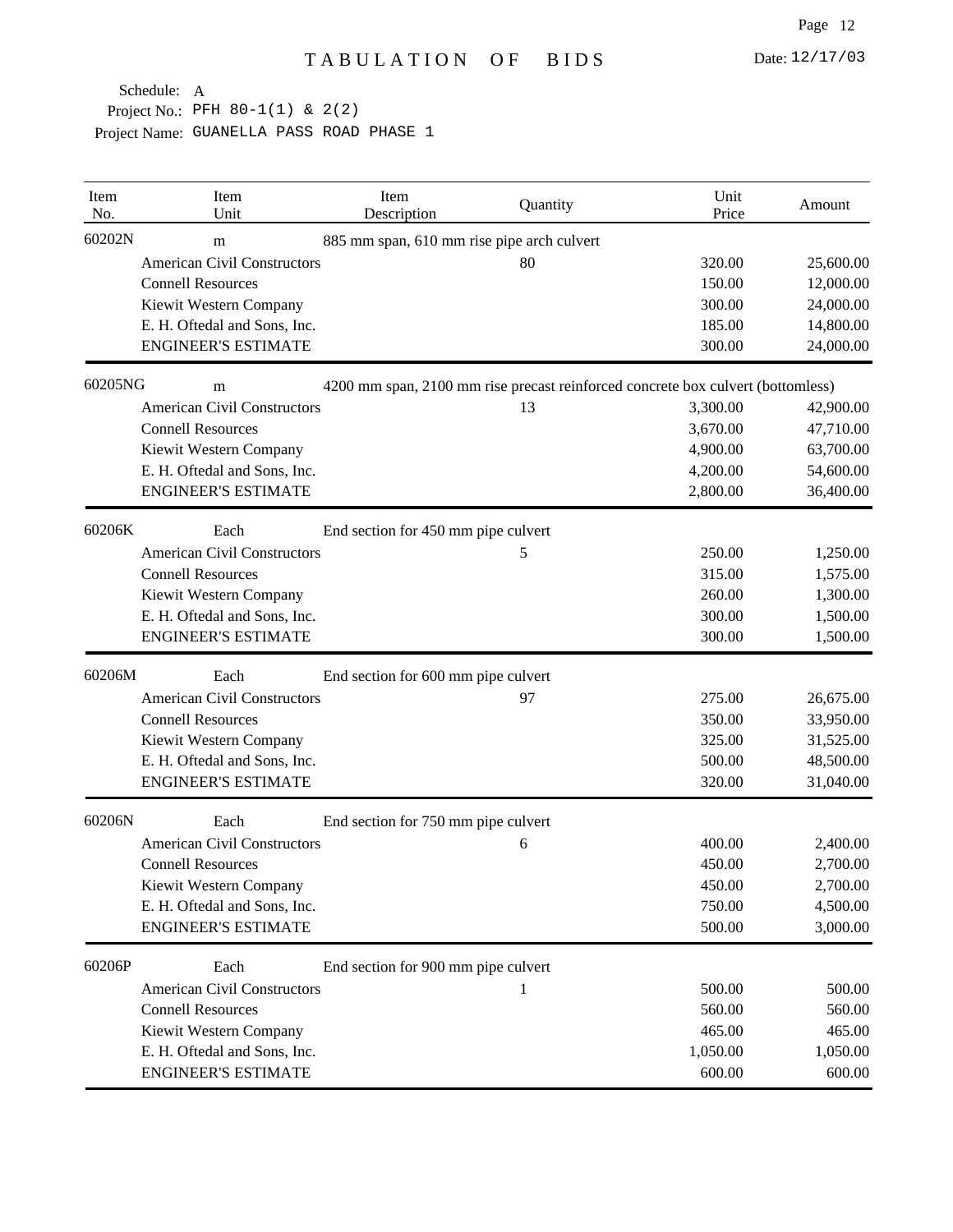# TABULATION OF BIDS

Date: 12/17/03

Schedule: A
Project No.: PFH 80-1(1) & 2(2)
Project Name: GUANELLA PASS ROAD PHASE 1

| Item No. | Item Unit | Item Description | Quantity | Unit Price | Amount |
|---|---|---|---|---|---|
| 60202N | m | 885 mm span, 610 mm rise pipe arch culvert | | | |
| | American Civil Constructors | | 80 | 320.00 | 25,600.00 |
| | Connell Resources | | | 150.00 | 12,000.00 |
| | Kiewit Western Company | | | 300.00 | 24,000.00 |
| | E. H. Oftedal and Sons, Inc. | | | 185.00 | 14,800.00 |
| | ENGINEER'S ESTIMATE | | | 300.00 | 24,000.00 |
| 60205NG | m | 4200 mm span, 2100 mm rise precast reinforced concrete box culvert (bottomless) | | | |
| | American Civil Constructors | | 13 | 3,300.00 | 42,900.00 |
| | Connell Resources | | | 3,670.00 | 47,710.00 |
| | Kiewit Western Company | | | 4,900.00 | 63,700.00 |
| | E. H. Oftedal and Sons, Inc. | | | 4,200.00 | 54,600.00 |
| | ENGINEER'S ESTIMATE | | | 2,800.00 | 36,400.00 |
| 60206K | Each | End section for 450 mm pipe culvert | | | |
| | American Civil Constructors | | 5 | 250.00 | 1,250.00 |
| | Connell Resources | | | 315.00 | 1,575.00 |
| | Kiewit Western Company | | | 260.00 | 1,300.00 |
| | E. H. Oftedal and Sons, Inc. | | | 300.00 | 1,500.00 |
| | ENGINEER'S ESTIMATE | | | 300.00 | 1,500.00 |
| 60206M | Each | End section for 600 mm pipe culvert | | | |
| | American Civil Constructors | | 97 | 275.00 | 26,675.00 |
| | Connell Resources | | | 350.00 | 33,950.00 |
| | Kiewit Western Company | | | 325.00 | 31,525.00 |
| | E. H. Oftedal and Sons, Inc. | | | 500.00 | 48,500.00 |
| | ENGINEER'S ESTIMATE | | | 320.00 | 31,040.00 |
| 60206N | Each | End section for 750 mm pipe culvert | | | |
| | American Civil Constructors | | 6 | 400.00 | 2,400.00 |
| | Connell Resources | | | 450.00 | 2,700.00 |
| | Kiewit Western Company | | | 450.00 | 2,700.00 |
| | E. H. Oftedal and Sons, Inc. | | | 750.00 | 4,500.00 |
| | ENGINEER'S ESTIMATE | | | 500.00 | 3,000.00 |
| 60206P | Each | End section for 900 mm pipe culvert | | | |
| | American Civil Constructors | | 1 | 500.00 | 500.00 |
| | Connell Resources | | | 560.00 | 560.00 |
| | Kiewit Western Company | | | 465.00 | 465.00 |
| | E. H. Oftedal and Sons, Inc. | | | 1,050.00 | 1,050.00 |
| | ENGINEER'S ESTIMATE | | | 600.00 | 600.00 |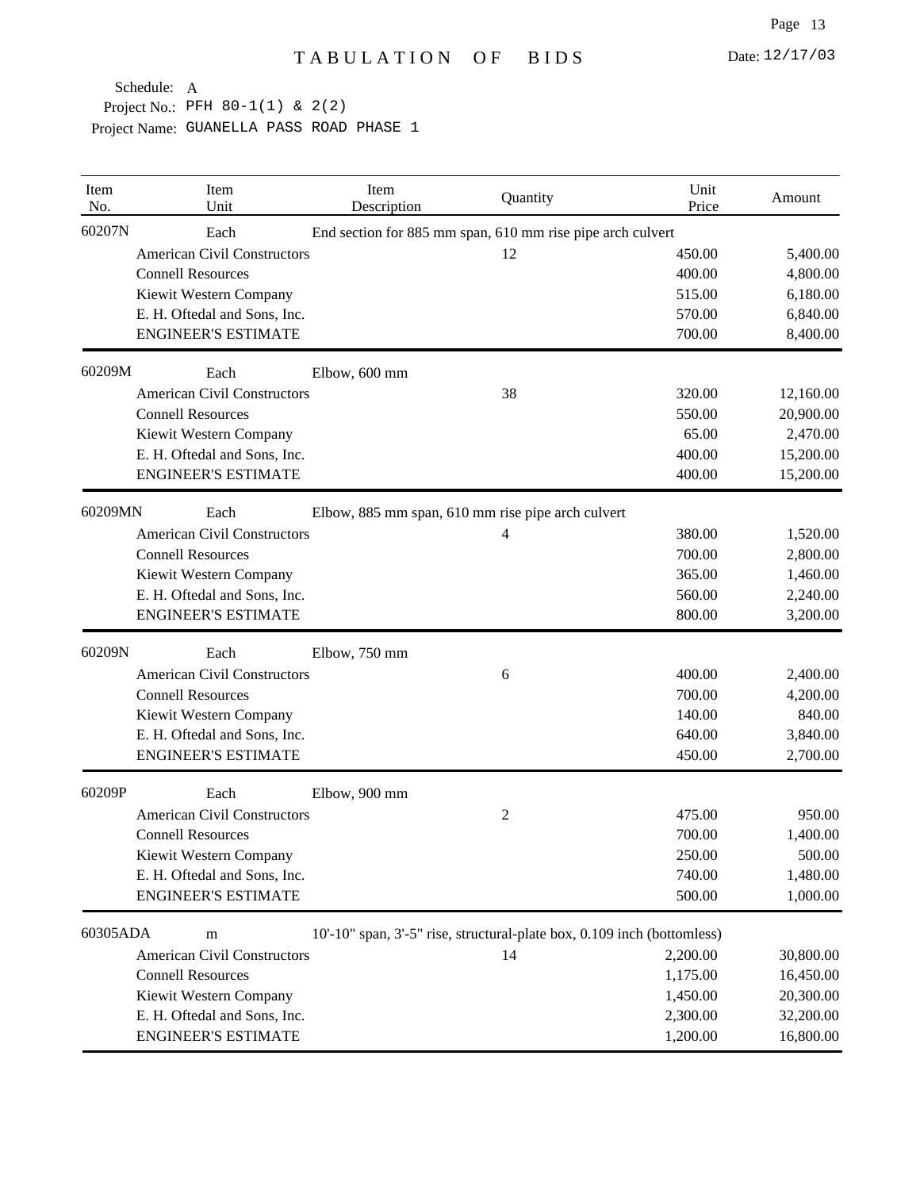# TABULATION OF BIDS

Date: 12/17/03

Schedule: A
Project No.: PFH 80-1(1) & 2(2)
Project Name: GUANELLA PASS ROAD PHASE 1

| Item No. | Item Unit | Item Description | Quantity | Unit Price | Amount |
|---|---|---|---|---|---|
| 60207N | Each | End section for 885 mm span, 610 mm rise pipe arch culvert | | | |
| | American Civil Constructors | | 12 | 450.00 | 5,400.00 |
| | Connell Resources | | | 400.00 | 4,800.00 |
| | Kiewit Western Company | | | 515.00 | 6,180.00 |
| | E. H. Oftedal and Sons, Inc. | | | 570.00 | 6,840.00 |
| | ENGINEER'S ESTIMATE | | | 700.00 | 8,400.00 |
| 60209M | Each | Elbow, 600 mm | | | |
| | American Civil Constructors | | 38 | 320.00 | 12,160.00 |
| | Connell Resources | | | 550.00 | 20,900.00 |
| | Kiewit Western Company | | | 65.00 | 2,470.00 |
| | E. H. Oftedal and Sons, Inc. | | | 400.00 | 15,200.00 |
| | ENGINEER'S ESTIMATE | | | 400.00 | 15,200.00 |
| 60209MN | Each | Elbow, 885 mm span, 610 mm rise pipe arch culvert | | | |
| | American Civil Constructors | | 4 | 380.00 | 1,520.00 |
| | Connell Resources | | | 700.00 | 2,800.00 |
| | Kiewit Western Company | | | 365.00 | 1,460.00 |
| | E. H. Oftedal and Sons, Inc. | | | 560.00 | 2,240.00 |
| | ENGINEER'S ESTIMATE | | | 800.00 | 3,200.00 |
| 60209N | Each | Elbow, 750 mm | | | |
| | American Civil Constructors | | 6 | 400.00 | 2,400.00 |
| | Connell Resources | | | 700.00 | 4,200.00 |
| | Kiewit Western Company | | | 140.00 | 840.00 |
| | E. H. Oftedal and Sons, Inc. | | | 640.00 | 3,840.00 |
| | ENGINEER'S ESTIMATE | | | 450.00 | 2,700.00 |
| 60209P | Each | Elbow, 900 mm | | | |
| | American Civil Constructors | | 2 | 475.00 | 950.00 |
| | Connell Resources | | | 700.00 | 1,400.00 |
| | Kiewit Western Company | | | 250.00 | 500.00 |
| | E. H. Oftedal and Sons, Inc. | | | 740.00 | 1,480.00 |
| | ENGINEER'S ESTIMATE | | | 500.00 | 1,000.00 |
| 60305ADA | m | 10'-10" span, 3'-5" rise, structural-plate box, 0.109 inch (bottomless) | | | |
| | American Civil Constructors | | 14 | 2,200.00 | 30,800.00 |
| | Connell Resources | | | 1,175.00 | 16,450.00 |
| | Kiewit Western Company | | | 1,450.00 | 20,300.00 |
| | E. H. Oftedal and Sons, Inc. | | | 2,300.00 | 32,200.00 |
| | ENGINEER'S ESTIMATE | | | 1,200.00 | 16,800.00 |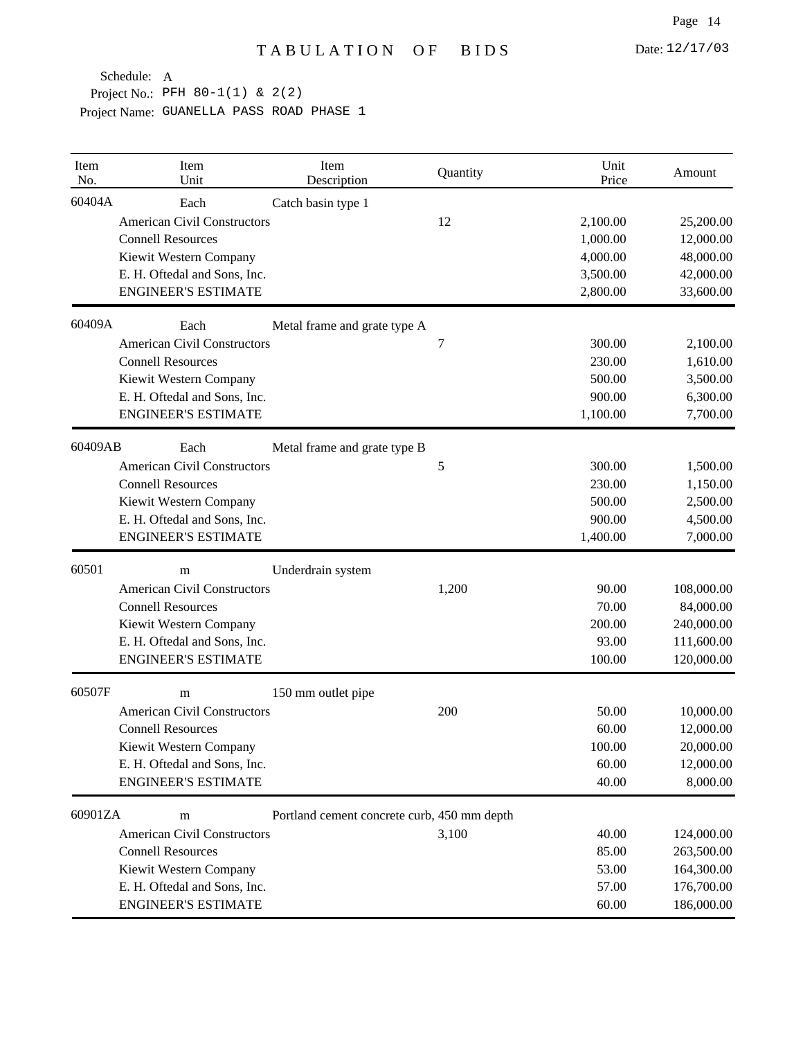# TABULATION OF BIDS

Date: 12/17/03

Schedule: A
Project No.: PFH 80-1(1) & 2(2)
Project Name: GUANELLA PASS ROAD PHASE 1

| Item No. | Item Unit | Item Description | Quantity | Unit Price | Amount |
|---|---|---|---|---|---|
| 60404A | Each | Catch basin type 1 | | | |
| | American Civil Constructors | | 12 | 2,100.00 | 25,200.00 |
| | Connell Resources | | | 1,000.00 | 12,000.00 |
| | Kiewit Western Company | | | 4,000.00 | 48,000.00 |
| | E. H. Oftedal and Sons, Inc. | | | 3,500.00 | 42,000.00 |
| | ENGINEER'S ESTIMATE | | | 2,800.00 | 33,600.00 |
| 60409A | Each | Metal frame and grate type A | | | |
| | American Civil Constructors | | 7 | 300.00 | 2,100.00 |
| | Connell Resources | | | 230.00 | 1,610.00 |
| | Kiewit Western Company | | | 500.00 | 3,500.00 |
| | E. H. Oftedal and Sons, Inc. | | | 900.00 | 6,300.00 |
| | ENGINEER'S ESTIMATE | | | 1,100.00 | 7,700.00 |
| 60409AB | Each | Metal frame and grate type B | | | |
| | American Civil Constructors | | 5 | 300.00 | 1,500.00 |
| | Connell Resources | | | 230.00 | 1,150.00 |
| | Kiewit Western Company | | | 500.00 | 2,500.00 |
| | E. H. Oftedal and Sons, Inc. | | | 900.00 | 4,500.00 |
| | ENGINEER'S ESTIMATE | | | 1,400.00 | 7,000.00 |
| 60501 | m | Underdrain system | | | |
| | American Civil Constructors | | 1,200 | 90.00 | 108,000.00 |
| | Connell Resources | | | 70.00 | 84,000.00 |
| | Kiewit Western Company | | | 200.00 | 240,000.00 |
| | E. H. Oftedal and Sons, Inc. | | | 93.00 | 111,600.00 |
| | ENGINEER'S ESTIMATE | | | 100.00 | 120,000.00 |
| 60507F | m | 150 mm outlet pipe | | | |
| | American Civil Constructors | | 200 | 50.00 | 10,000.00 |
| | Connell Resources | | | 60.00 | 12,000.00 |
| | Kiewit Western Company | | | 100.00 | 20,000.00 |
| | E. H. Oftedal and Sons, Inc. | | | 60.00 | 12,000.00 |
| | ENGINEER'S ESTIMATE | | | 40.00 | 8,000.00 |
| 60901ZA | m | Portland cement concrete curb, 450 mm depth | | | |
| | American Civil Constructors | | 3,100 | 40.00 | 124,000.00 |
| | Connell Resources | | | 85.00 | 263,500.00 |
| | Kiewit Western Company | | | 53.00 | 164,300.00 |
| | E. H. Oftedal and Sons, Inc. | | | 57.00 | 176,700.00 |
| | ENGINEER'S ESTIMATE | | | 60.00 | 186,000.00 |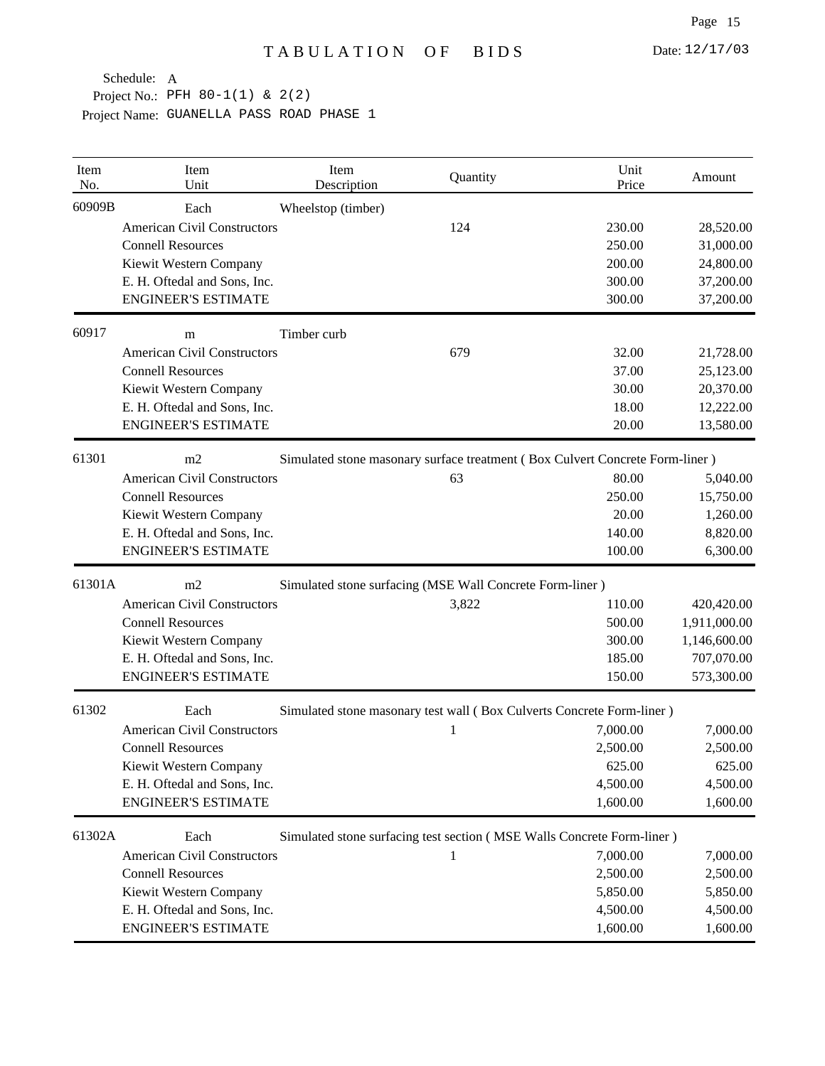# TABULATION OF BIDS

Date: 12/17/03

Schedule: A
Project No.: PFH 80-1(1) & 2(2)
Project Name: GUANELLA PASS ROAD PHASE 1

| Item No. | Item Unit | Item Description | Quantity | Unit Price | Amount |
|---|---|---|---|---|---|
| 60909B | Each | Wheelstop (timber) | | | |
| | American Civil Constructors | | 124 | 230.00 | 28,520.00 |
| | Connell Resources | | | 250.00 | 31,000.00 |
| | Kiewit Western Company | | | 200.00 | 24,800.00 |
| | E. H. Oftedal and Sons, Inc. | | | 300.00 | 37,200.00 |
| | ENGINEER'S ESTIMATE | | | 300.00 | 37,200.00 |
| 60917 | m | Timber curb | | | |
| | American Civil Constructors | | 679 | 32.00 | 21,728.00 |
| | Connell Resources | | | 37.00 | 25,123.00 |
| | Kiewit Western Company | | | 30.00 | 20,370.00 |
| | E. H. Oftedal and Sons, Inc. | | | 18.00 | 12,222.00 |
| | ENGINEER'S ESTIMATE | | | 20.00 | 13,580.00 |
| 61301 | m2 | Simulated stone masonary surface treatment ( Box Culvert Concrete Form-liner ) | | | |
| | American Civil Constructors | | 63 | 80.00 | 5,040.00 |
| | Connell Resources | | | 250.00 | 15,750.00 |
| | Kiewit Western Company | | | 20.00 | 1,260.00 |
| | E. H. Oftedal and Sons, Inc. | | | 140.00 | 8,820.00 |
| | ENGINEER'S ESTIMATE | | | 100.00 | 6,300.00 |
| 61301A | m2 | Simulated stone surfacing (MSE Wall Concrete Form-liner ) | | | |
| | American Civil Constructors | | 3,822 | 110.00 | 420,420.00 |
| | Connell Resources | | | 500.00 | 1,911,000.00 |
| | Kiewit Western Company | | | 300.00 | 1,146,600.00 |
| | E. H. Oftedal and Sons, Inc. | | | 185.00 | 707,070.00 |
| | ENGINEER'S ESTIMATE | | | 150.00 | 573,300.00 |
| 61302 | Each | Simulated stone masonary test wall ( Box Culverts Concrete Form-liner ) | | | |
| | American Civil Constructors | | 1 | 7,000.00 | 7,000.00 |
| | Connell Resources | | | 2,500.00 | 2,500.00 |
| | Kiewit Western Company | | | 625.00 | 625.00 |
| | E. H. Oftedal and Sons, Inc. | | | 4,500.00 | 4,500.00 |
| | ENGINEER'S ESTIMATE | | | 1,600.00 | 1,600.00 |
| 61302A | Each | Simulated stone surfacing test section ( MSE Walls Concrete Form-liner ) | | | |
| | American Civil Constructors | | 1 | 7,000.00 | 7,000.00 |
| | Connell Resources | | | 2,500.00 | 2,500.00 |
| | Kiewit Western Company | | | 5,850.00 | 5,850.00 |
| | E. H. Oftedal and Sons, Inc. | | | 4,500.00 | 4,500.00 |
| | ENGINEER'S ESTIMATE | | | 1,600.00 | 1,600.00 |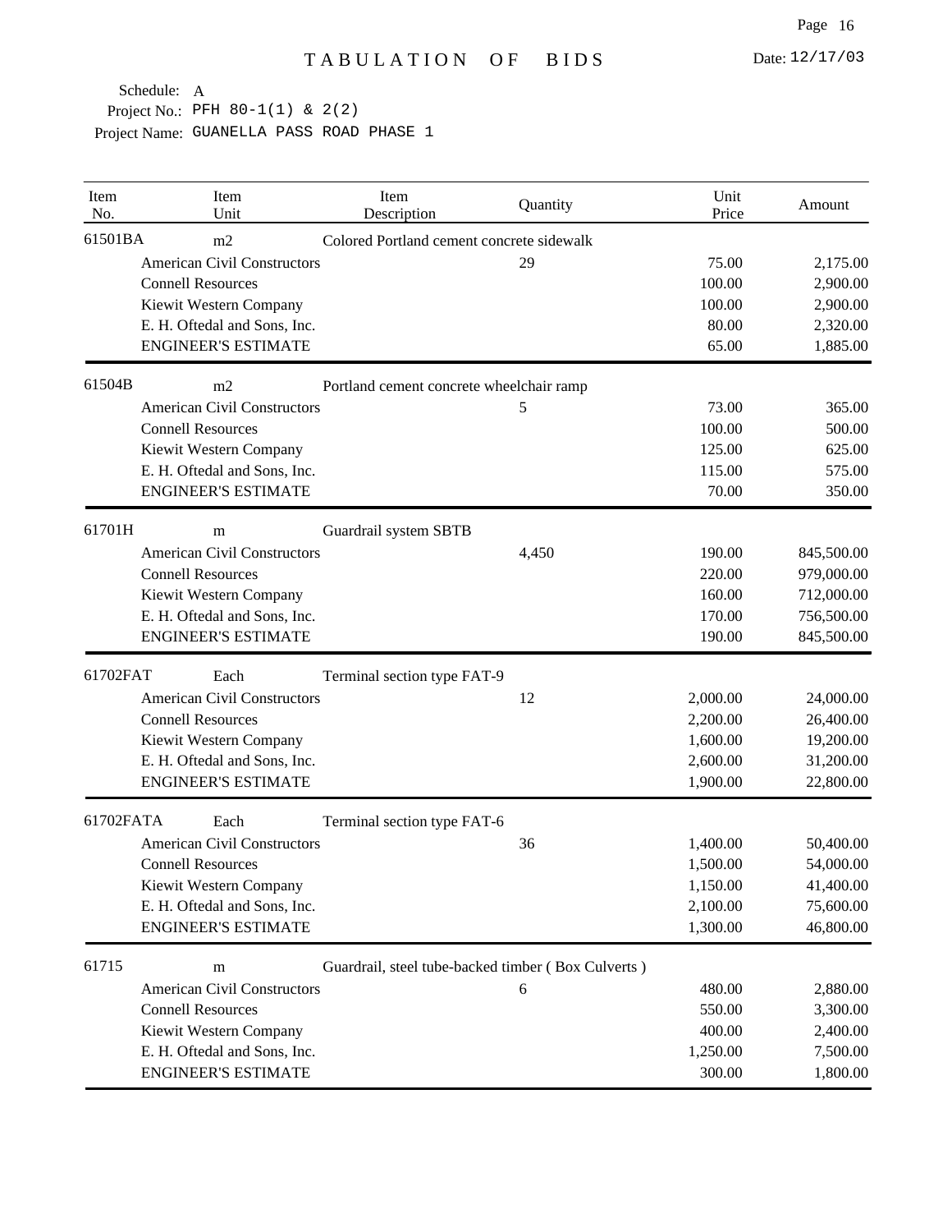# TABULATION OF BIDS

Date: 12/17/03

Schedule: A
Project No.: PFH 80-1(1) & 2(2)
Project Name: GUANELLA PASS ROAD PHASE 1

| Item No. | Item Unit | Item Description | Quantity | Unit Price | Amount |
|---|---|---|---|---|---|
| 61501BA | m2 | Colored Portland cement concrete sidewalk | | | |
| | American Civil Constructors | | 29 | 75.00 | 2,175.00 |
| | Connell Resources | | | 100.00 | 2,900.00 |
| | Kiewit Western Company | | | 100.00 | 2,900.00 |
| | E. H. Oftedal and Sons, Inc. | | | 80.00 | 2,320.00 |
| | ENGINEER'S ESTIMATE | | | 65.00 | 1,885.00 |
| 61504B | m2 | Portland cement concrete wheelchair ramp | | | |
| | American Civil Constructors | | 5 | 73.00 | 365.00 |
| | Connell Resources | | | 100.00 | 500.00 |
| | Kiewit Western Company | | | 125.00 | 625.00 |
| | E. H. Oftedal and Sons, Inc. | | | 115.00 | 575.00 |
| | ENGINEER'S ESTIMATE | | | 70.00 | 350.00 |
| 61701H | m | Guardrail system SBTB | | | |
| | American Civil Constructors | | 4,450 | 190.00 | 845,500.00 |
| | Connell Resources | | | 220.00 | 979,000.00 |
| | Kiewit Western Company | | | 160.00 | 712,000.00 |
| | E. H. Oftedal and Sons, Inc. | | | 170.00 | 756,500.00 |
| | ENGINEER'S ESTIMATE | | | 190.00 | 845,500.00 |
| 61702FAT | Each | Terminal section type FAT-9 | | | |
| | American Civil Constructors | | 12 | 2,000.00 | 24,000.00 |
| | Connell Resources | | | 2,200.00 | 26,400.00 |
| | Kiewit Western Company | | | 1,600.00 | 19,200.00 |
| | E. H. Oftedal and Sons, Inc. | | | 2,600.00 | 31,200.00 |
| | ENGINEER'S ESTIMATE | | | 1,900.00 | 22,800.00 |
| 61702FATA | Each | Terminal section type FAT-6 | | | |
| | American Civil Constructors | | 36 | 1,400.00 | 50,400.00 |
| | Connell Resources | | | 1,500.00 | 54,000.00 |
| | Kiewit Western Company | | | 1,150.00 | 41,400.00 |
| | E. H. Oftedal and Sons, Inc. | | | 2,100.00 | 75,600.00 |
| | ENGINEER'S ESTIMATE | | | 1,300.00 | 46,800.00 |
| 61715 | m | Guardrail, steel tube-backed timber ( Box Culverts ) | | | |
| | American Civil Constructors | | 6 | 480.00 | 2,880.00 |
| | Connell Resources | | | 550.00 | 3,300.00 |
| | Kiewit Western Company | | | 400.00 | 2,400.00 |
| | E. H. Oftedal and Sons, Inc. | | | 1,250.00 | 7,500.00 |
| | ENGINEER'S ESTIMATE | | | 300.00 | 1,800.00 |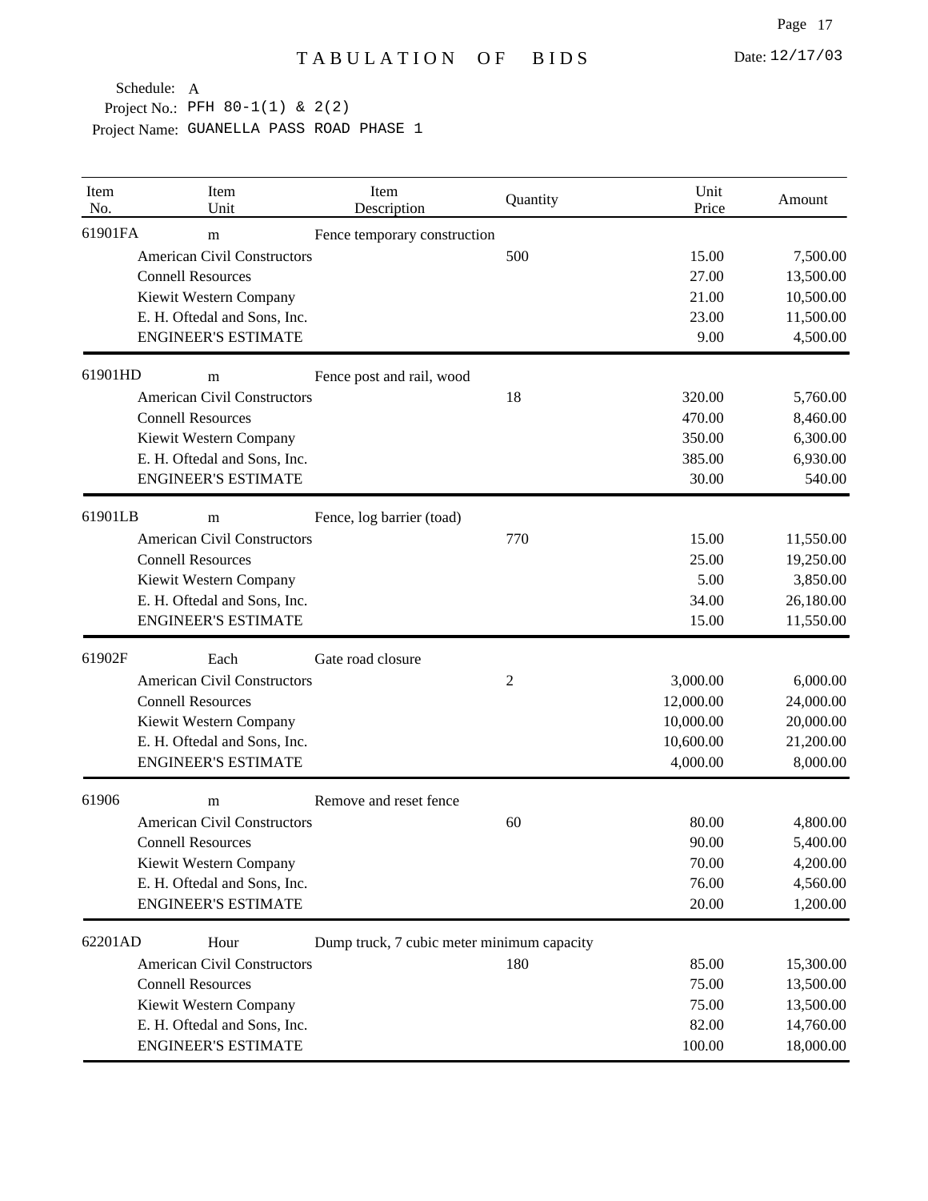# TABULATION OF BIDS

Date: 12/17/03

Schedule: A
Project No.: PFH 80-1(1) & 2(2)
Project Name: GUANELLA PASS ROAD PHASE 1

| Item No. | Item Unit | Item Description | Quantity | Unit Price | Amount |
|---|---|---|---|---|---|
| 61901FA | m | Fence temporary construction | | | |
| | American Civil Constructors | | 500 | 15.00 | 7,500.00 |
| | Connell Resources | | | 27.00 | 13,500.00 |
| | Kiewit Western Company | | | 21.00 | 10,500.00 |
| | E. H. Oftedal and Sons, Inc. | | | 23.00 | 11,500.00 |
| | ENGINEER'S ESTIMATE | | | 9.00 | 4,500.00 |
| 61901HD | m | Fence post and rail, wood | | | |
| | American Civil Constructors | | 18 | 320.00 | 5,760.00 |
| | Connell Resources | | | 470.00 | 8,460.00 |
| | Kiewit Western Company | | | 350.00 | 6,300.00 |
| | E. H. Oftedal and Sons, Inc. | | | 385.00 | 6,930.00 |
| | ENGINEER'S ESTIMATE | | | 30.00 | 540.00 |
| 61901LB | m | Fence, log barrier (toad) | | | |
| | American Civil Constructors | | 770 | 15.00 | 11,550.00 |
| | Connell Resources | | | 25.00 | 19,250.00 |
| | Kiewit Western Company | | | 5.00 | 3,850.00 |
| | E. H. Oftedal and Sons, Inc. | | | 34.00 | 26,180.00 |
| | ENGINEER'S ESTIMATE | | | 15.00 | 11,550.00 |
| 61902F | Each | Gate road closure | | | |
| | American Civil Constructors | | 2 | 3,000.00 | 6,000.00 |
| | Connell Resources | | | 12,000.00 | 24,000.00 |
| | Kiewit Western Company | | | 10,000.00 | 20,000.00 |
| | E. H. Oftedal and Sons, Inc. | | | 10,600.00 | 21,200.00 |
| | ENGINEER'S ESTIMATE | | | 4,000.00 | 8,000.00 |
| 61906 | m | Remove and reset fence | | | |
| | American Civil Constructors | | 60 | 80.00 | 4,800.00 |
| | Connell Resources | | | 90.00 | 5,400.00 |
| | Kiewit Western Company | | | 70.00 | 4,200.00 |
| | E. H. Oftedal and Sons, Inc. | | | 76.00 | 4,560.00 |
| | ENGINEER'S ESTIMATE | | | 20.00 | 1,200.00 |
| 62201AD | Hour | Dump truck, 7 cubic meter minimum capacity | | | |
| | American Civil Constructors | | 180 | 85.00 | 15,300.00 |
| | Connell Resources | | | 75.00 | 13,500.00 |
| | Kiewit Western Company | | | 75.00 | 13,500.00 |
| | E. H. Oftedal and Sons, Inc. | | | 82.00 | 14,760.00 |
| | ENGINEER'S ESTIMATE | | | 100.00 | 18,000.00 |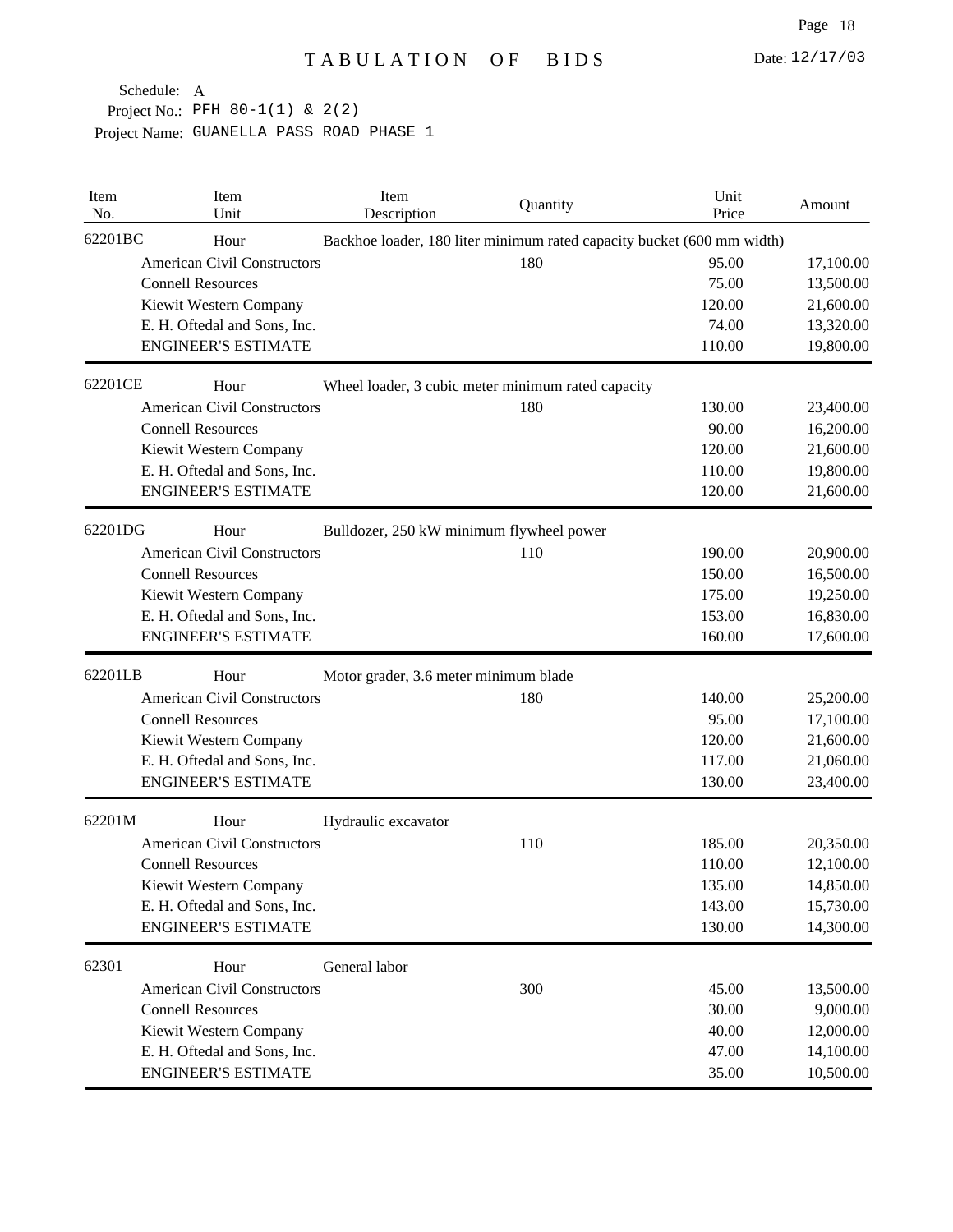# TABULATION OF BIDS

Date: 12/17/03

Schedule: A
Project No.: PFH 80-1(1) & 2(2)
Project Name: GUANELLA PASS ROAD PHASE 1

| Item No. | Item Unit | Item Description | Quantity | Unit Price | Amount |
|---|---|---|---|---|---|
| 62201BC | Hour | Backhoe loader, 180 liter minimum rated capacity bucket (600 mm width) | | | |
| | American Civil Constructors | | 180 | 95.00 | 17,100.00 |
| | Connell Resources | | | 75.00 | 13,500.00 |
| | Kiewit Western Company | | | 120.00 | 21,600.00 |
| | E. H. Oftedal and Sons, Inc. | | | 74.00 | 13,320.00 |
| | ENGINEER'S ESTIMATE | | | 110.00 | 19,800.00 |
| 62201CE | Hour | Wheel loader, 3 cubic meter minimum rated capacity | | | |
| | American Civil Constructors | | 180 | 130.00 | 23,400.00 |
| | Connell Resources | | | 90.00 | 16,200.00 |
| | Kiewit Western Company | | | 120.00 | 21,600.00 |
| | E. H. Oftedal and Sons, Inc. | | | 110.00 | 19,800.00 |
| | ENGINEER'S ESTIMATE | | | 120.00 | 21,600.00 |
| 62201DG | Hour | Bulldozer, 250 kW minimum flywheel power | | | |
| | American Civil Constructors | | 110 | 190.00 | 20,900.00 |
| | Connell Resources | | | 150.00 | 16,500.00 |
| | Kiewit Western Company | | | 175.00 | 19,250.00 |
| | E. H. Oftedal and Sons, Inc. | | | 153.00 | 16,830.00 |
| | ENGINEER'S ESTIMATE | | | 160.00 | 17,600.00 |
| 62201LB | Hour | Motor grader, 3.6 meter minimum blade | | | |
| | American Civil Constructors | | 180 | 140.00 | 25,200.00 |
| | Connell Resources | | | 95.00 | 17,100.00 |
| | Kiewit Western Company | | | 120.00 | 21,600.00 |
| | E. H. Oftedal and Sons, Inc. | | | 117.00 | 21,060.00 |
| | ENGINEER'S ESTIMATE | | | 130.00 | 23,400.00 |
| 62201M | Hour | Hydraulic excavator | | | |
| | American Civil Constructors | | 110 | 185.00 | 20,350.00 |
| | Connell Resources | | | 110.00 | 12,100.00 |
| | Kiewit Western Company | | | 135.00 | 14,850.00 |
| | E. H. Oftedal and Sons, Inc. | | | 143.00 | 15,730.00 |
| | ENGINEER'S ESTIMATE | | | 130.00 | 14,300.00 |
| 62301 | Hour | General labor | | | |
| | American Civil Constructors | | 300 | 45.00 | 13,500.00 |
| | Connell Resources | | | 30.00 | 9,000.00 |
| | Kiewit Western Company | | | 40.00 | 12,000.00 |
| | E. H. Oftedal and Sons, Inc. | | | 47.00 | 14,100.00 |
| | ENGINEER'S ESTIMATE | | | 35.00 | 10,500.00 |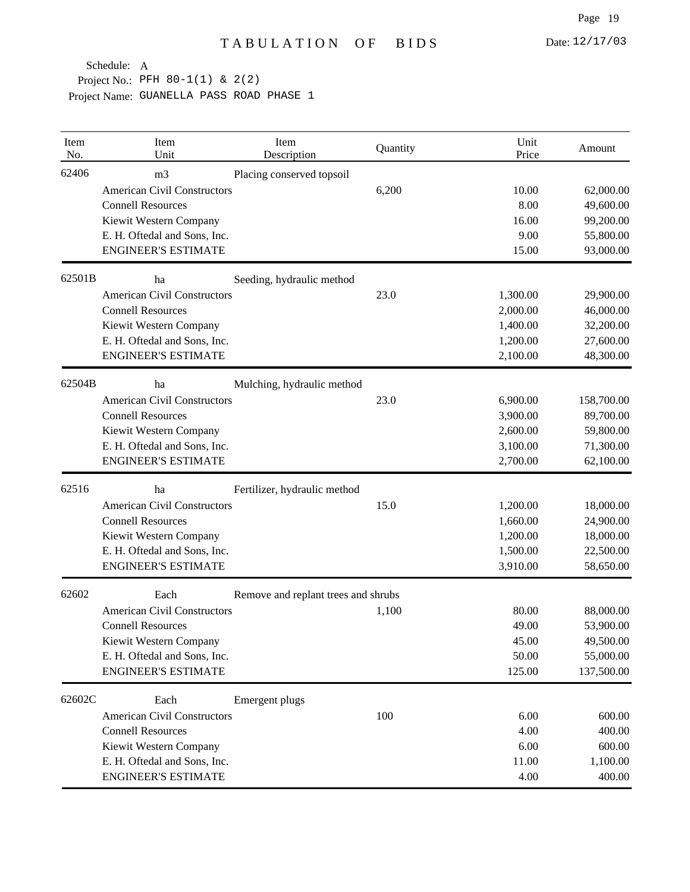# TABULATION OF BIDS

Date: 12/17/03

Schedule: A
Project No.: PFH 80-1(1) & 2(2)
Project Name: GUANELLA PASS ROAD PHASE 1

| Item No. | Item Unit | Item Description | Quantity | Unit Price | Amount |
|---|---|---|---|---|---|
| 62406 | m3 | Placing conserved topsoil | | | |
| | American Civil Constructors | | 6,200 | 10.00 | 62,000.00 |
| | Connell Resources | | | 8.00 | 49,600.00 |
| | Kiewit Western Company | | | 16.00 | 99,200.00 |
| | E. H. Oftedal and Sons, Inc. | | | 9.00 | 55,800.00 |
| | ENGINEER'S ESTIMATE | | | 15.00 | 93,000.00 |
| 62501B | ha | Seeding, hydraulic method | | | |
| | American Civil Constructors | | 23.0 | 1,300.00 | 29,900.00 |
| | Connell Resources | | | 2,000.00 | 46,000.00 |
| | Kiewit Western Company | | | 1,400.00 | 32,200.00 |
| | E. H. Oftedal and Sons, Inc. | | | 1,200.00 | 27,600.00 |
| | ENGINEER'S ESTIMATE | | | 2,100.00 | 48,300.00 |
| 62504B | ha | Mulching, hydraulic method | | | |
| | American Civil Constructors | | 23.0 | 6,900.00 | 158,700.00 |
| | Connell Resources | | | 3,900.00 | 89,700.00 |
| | Kiewit Western Company | | | 2,600.00 | 59,800.00 |
| | E. H. Oftedal and Sons, Inc. | | | 3,100.00 | 71,300.00 |
| | ENGINEER'S ESTIMATE | | | 2,700.00 | 62,100.00 |
| 62516 | ha | Fertilizer, hydraulic method | | | |
| | American Civil Constructors | | 15.0 | 1,200.00 | 18,000.00 |
| | Connell Resources | | | 1,660.00 | 24,900.00 |
| | Kiewit Western Company | | | 1,200.00 | 18,000.00 |
| | E. H. Oftedal and Sons, Inc. | | | 1,500.00 | 22,500.00 |
| | ENGINEER'S ESTIMATE | | | 3,910.00 | 58,650.00 |
| 62602 | Each | Remove and replant trees and shrubs | | | |
| | American Civil Constructors | | 1,100 | 80.00 | 88,000.00 |
| | Connell Resources | | | 49.00 | 53,900.00 |
| | Kiewit Western Company | | | 45.00 | 49,500.00 |
| | E. H. Oftedal and Sons, Inc. | | | 50.00 | 55,000.00 |
| | ENGINEER'S ESTIMATE | | | 125.00 | 137,500.00 |
| 62602C | Each | Emergent plugs | | | |
| | American Civil Constructors | | 100 | 6.00 | 600.00 |
| | Connell Resources | | | 4.00 | 400.00 |
| | Kiewit Western Company | | | 6.00 | 600.00 |
| | E. H. Oftedal and Sons, Inc. | | | 11.00 | 1,100.00 |
| | ENGINEER'S ESTIMATE | | | 4.00 | 400.00 |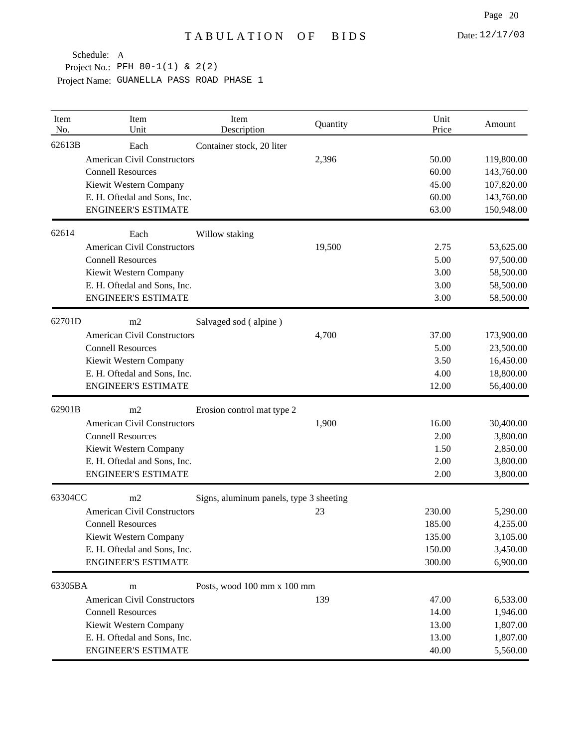# TABULATION OF BIDS

Date: 12/17/03

Schedule: A

Project No.: PFH 80-1(1) & 2(2)

Project Name: GUANELLA PASS ROAD PHASE 1

| Item No. | Item Unit | Item Description | Quantity | Unit Price | Amount |
|---|---|---|---|---|---|
| 62613B | Each | Container stock, 20 liter | | | |
| | American Civil Constructors | | 2,396 | 50.00 | 119,800.00 |
| | Connell Resources | | | 60.00 | 143,760.00 |
| | Kiewit Western Company | | | 45.00 | 107,820.00 |
| | E. H. Oftedal and Sons, Inc. | | | 60.00 | 143,760.00 |
| | ENGINEER'S ESTIMATE | | | 63.00 | 150,948.00 |
| 62614 | Each | Willow staking | | | |
| | American Civil Constructors | | 19,500 | 2.75 | 53,625.00 |
| | Connell Resources | | | 5.00 | 97,500.00 |
| | Kiewit Western Company | | | 3.00 | 58,500.00 |
| | E. H. Oftedal and Sons, Inc. | | | 3.00 | 58,500.00 |
| | ENGINEER'S ESTIMATE | | | 3.00 | 58,500.00 |
| 62701D | m2 | Salvaged sod ( alpine ) | | | |
| | American Civil Constructors | | 4,700 | 37.00 | 173,900.00 |
| | Connell Resources | | | 5.00 | 23,500.00 |
| | Kiewit Western Company | | | 3.50 | 16,450.00 |
| | E. H. Oftedal and Sons, Inc. | | | 4.00 | 18,800.00 |
| | ENGINEER'S ESTIMATE | | | 12.00 | 56,400.00 |
| 62901B | m2 | Erosion control mat type 2 | | | |
| | American Civil Constructors | | 1,900 | 16.00 | 30,400.00 |
| | Connell Resources | | | 2.00 | 3,800.00 |
| | Kiewit Western Company | | | 1.50 | 2,850.00 |
| | E. H. Oftedal and Sons, Inc. | | | 2.00 | 3,800.00 |
| | ENGINEER'S ESTIMATE | | | 2.00 | 3,800.00 |
| 63304CC | m2 | Signs, aluminum panels, type 3 sheeting | | | |
| | American Civil Constructors | | 23 | 230.00 | 5,290.00 |
| | Connell Resources | | | 185.00 | 4,255.00 |
| | Kiewit Western Company | | | 135.00 | 3,105.00 |
| | E. H. Oftedal and Sons, Inc. | | | 150.00 | 3,450.00 |
| | ENGINEER'S ESTIMATE | | | 300.00 | 6,900.00 |
| 63305BA | m | Posts, wood 100 mm x 100 mm | | | |
| | American Civil Constructors | | 139 | 47.00 | 6,533.00 |
| | Connell Resources | | | 14.00 | 1,946.00 |
| | Kiewit Western Company | | | 13.00 | 1,807.00 |
| | E. H. Oftedal and Sons, Inc. | | | 13.00 | 1,807.00 |
| | ENGINEER'S ESTIMATE | | | 40.00 | 5,560.00 |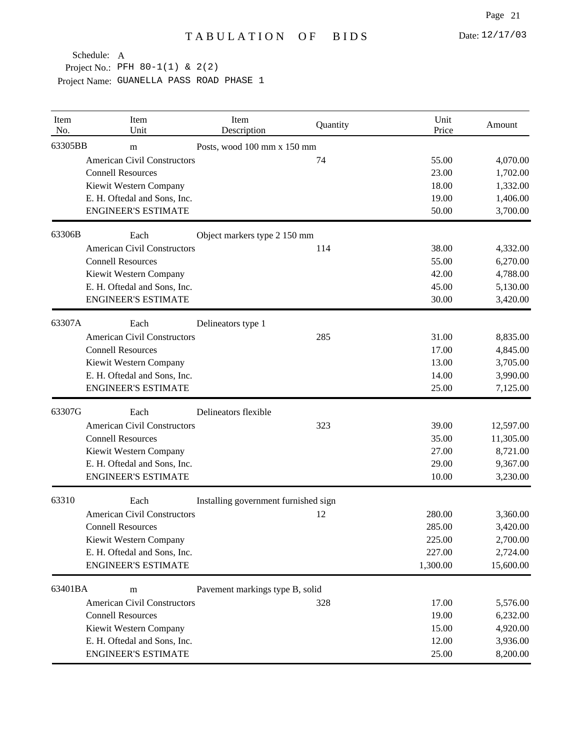# TABULATION OF BIDS

Date: 12/17/03

Schedule: A
Project No.: PFH 80-1(1) & 2(2)
Project Name: GUANELLA PASS ROAD PHASE 1

| Item No. | Item Unit | Item Description | Quantity | Unit Price | Amount |
|---|---|---|---|---|---|
| 63305BB | m | Posts, wood 100 mm x 150 mm | | | |
| | American Civil Constructors | | 74 | 55.00 | 4,070.00 |
| | Connell Resources | | | 23.00 | 1,702.00 |
| | Kiewit Western Company | | | 18.00 | 1,332.00 |
| | E. H. Oftedal and Sons, Inc. | | | 19.00 | 1,406.00 |
| | ENGINEER'S ESTIMATE | | | 50.00 | 3,700.00 |
| 63306B | Each | Object markers type 2 150 mm | | | |
| | American Civil Constructors | | 114 | 38.00 | 4,332.00 |
| | Connell Resources | | | 55.00 | 6,270.00 |
| | Kiewit Western Company | | | 42.00 | 4,788.00 |
| | E. H. Oftedal and Sons, Inc. | | | 45.00 | 5,130.00 |
| | ENGINEER'S ESTIMATE | | | 30.00 | 3,420.00 |
| 63307A | Each | Delineators type 1 | | | |
| | American Civil Constructors | | 285 | 31.00 | 8,835.00 |
| | Connell Resources | | | 17.00 | 4,845.00 |
| | Kiewit Western Company | | | 13.00 | 3,705.00 |
| | E. H. Oftedal and Sons, Inc. | | | 14.00 | 3,990.00 |
| | ENGINEER'S ESTIMATE | | | 25.00 | 7,125.00 |
| 63307G | Each | Delineators flexible | | | |
| | American Civil Constructors | | 323 | 39.00 | 12,597.00 |
| | Connell Resources | | | 35.00 | 11,305.00 |
| | Kiewit Western Company | | | 27.00 | 8,721.00 |
| | E. H. Oftedal and Sons, Inc. | | | 29.00 | 9,367.00 |
| | ENGINEER'S ESTIMATE | | | 10.00 | 3,230.00 |
| 63310 | Each | Installing government furnished sign | | | |
| | American Civil Constructors | | 12 | 280.00 | 3,360.00 |
| | Connell Resources | | | 285.00 | 3,420.00 |
| | Kiewit Western Company | | | 225.00 | 2,700.00 |
| | E. H. Oftedal and Sons, Inc. | | | 227.00 | 2,724.00 |
| | ENGINEER'S ESTIMATE | | | 1,300.00 | 15,600.00 |
| 63401BA | m | Pavement markings type B, solid | | | |
| | American Civil Constructors | | 328 | 17.00 | 5,576.00 |
| | Connell Resources | | | 19.00 | 6,232.00 |
| | Kiewit Western Company | | | 15.00 | 4,920.00 |
| | E. H. Oftedal and Sons, Inc. | | | 12.00 | 3,936.00 |
| | ENGINEER'S ESTIMATE | | | 25.00 | 8,200.00 |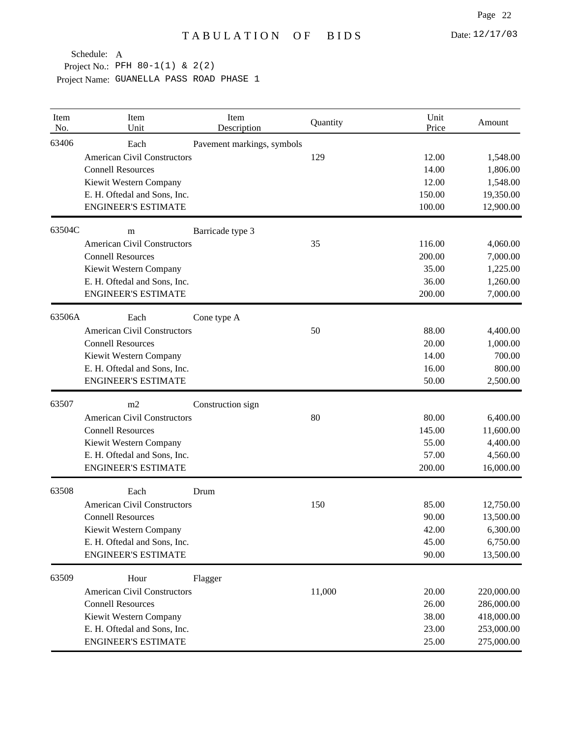# TABULATION OF BIDS

Date: 12/17/03

Schedule: A
Project No.: PFH 80-1(1) & 2(2)
Project Name: GUANELLA PASS ROAD PHASE 1

| Item No. | Item Unit | Item Description | Quantity | Unit Price | Amount |
|---|---|---|---|---|---|
| 63406 | Each | Pavement markings, symbols | | | |
| | American Civil Constructors | | 129 | 12.00 | 1,548.00 |
| | Connell Resources | | | 14.00 | 1,806.00 |
| | Kiewit Western Company | | | 12.00 | 1,548.00 |
| | E. H. Oftedal and Sons, Inc. | | | 150.00 | 19,350.00 |
| | ENGINEER'S ESTIMATE | | | 100.00 | 12,900.00 |
| 63504C | m | Barricade type 3 | | | |
| | American Civil Constructors | | 35 | 116.00 | 4,060.00 |
| | Connell Resources | | | 200.00 | 7,000.00 |
| | Kiewit Western Company | | | 35.00 | 1,225.00 |
| | E. H. Oftedal and Sons, Inc. | | | 36.00 | 1,260.00 |
| | ENGINEER'S ESTIMATE | | | 200.00 | 7,000.00 |
| 63506A | Each | Cone type A | | | |
| | American Civil Constructors | | 50 | 88.00 | 4,400.00 |
| | Connell Resources | | | 20.00 | 1,000.00 |
| | Kiewit Western Company | | | 14.00 | 700.00 |
| | E. H. Oftedal and Sons, Inc. | | | 16.00 | 800.00 |
| | ENGINEER'S ESTIMATE | | | 50.00 | 2,500.00 |
| 63507 | m2 | Construction sign | | | |
| | American Civil Constructors | | 80 | 80.00 | 6,400.00 |
| | Connell Resources | | | 145.00 | 11,600.00 |
| | Kiewit Western Company | | | 55.00 | 4,400.00 |
| | E. H. Oftedal and Sons, Inc. | | | 57.00 | 4,560.00 |
| | ENGINEER'S ESTIMATE | | | 200.00 | 16,000.00 |
| 63508 | Each | Drum | | | |
| | American Civil Constructors | | 150 | 85.00 | 12,750.00 |
| | Connell Resources | | | 90.00 | 13,500.00 |
| | Kiewit Western Company | | | 42.00 | 6,300.00 |
| | E. H. Oftedal and Sons, Inc. | | | 45.00 | 6,750.00 |
| | ENGINEER'S ESTIMATE | | | 90.00 | 13,500.00 |
| 63509 | Hour | Flagger | | | |
| | American Civil Constructors | | 11,000 | 20.00 | 220,000.00 |
| | Connell Resources | | | 26.00 | 286,000.00 |
| | Kiewit Western Company | | | 38.00 | 418,000.00 |
| | E. H. Oftedal and Sons, Inc. | | | 23.00 | 253,000.00 |
| | ENGINEER'S ESTIMATE | | | 25.00 | 275,000.00 |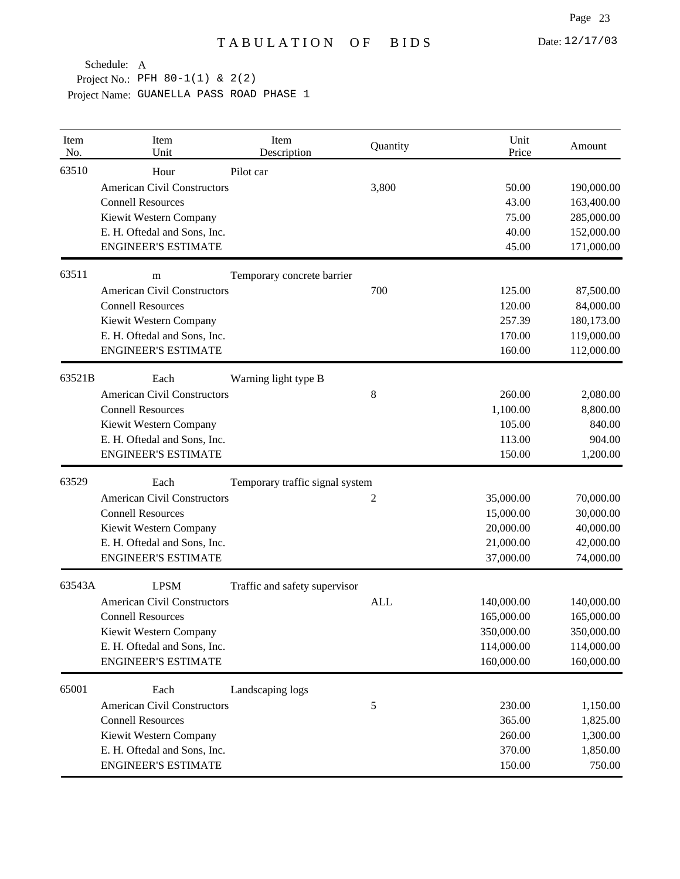# TABULATION OF BIDS

Date: 12/17/03

Schedule: A
Project No.: PFH 80-1(1) & 2(2)
Project Name: GUANELLA PASS ROAD PHASE 1

| Item No. | Item Unit | Item Description | Quantity | Unit Price | Amount |
|---|---|---|---|---|---|
| 63510 | Hour | Pilot car | | | |
| | American Civil Constructors | | 3,800 | 50.00 | 190,000.00 |
| | Connell Resources | | | 43.00 | 163,400.00 |
| | Kiewit Western Company | | | 75.00 | 285,000.00 |
| | E. H. Oftedal and Sons, Inc. | | | 40.00 | 152,000.00 |
| | ENGINEER'S ESTIMATE | | | 45.00 | 171,000.00 |
| 63511 | m | Temporary concrete barrier | | | |
| | American Civil Constructors | | 700 | 125.00 | 87,500.00 |
| | Connell Resources | | | 120.00 | 84,000.00 |
| | Kiewit Western Company | | | 257.39 | 180,173.00 |
| | E. H. Oftedal and Sons, Inc. | | | 170.00 | 119,000.00 |
| | ENGINEER'S ESTIMATE | | | 160.00 | 112,000.00 |
| 63521B | Each | Warning light type B | | | |
| | American Civil Constructors | | 8 | 260.00 | 2,080.00 |
| | Connell Resources | | | 1,100.00 | 8,800.00 |
| | Kiewit Western Company | | | 105.00 | 840.00 |
| | E. H. Oftedal and Sons, Inc. | | | 113.00 | 904.00 |
| | ENGINEER'S ESTIMATE | | | 150.00 | 1,200.00 |
| 63529 | Each | Temporary traffic signal system | | | |
| | American Civil Constructors | | 2 | 35,000.00 | 70,000.00 |
| | Connell Resources | | | 15,000.00 | 30,000.00 |
| | Kiewit Western Company | | | 20,000.00 | 40,000.00 |
| | E. H. Oftedal and Sons, Inc. | | | 21,000.00 | 42,000.00 |
| | ENGINEER'S ESTIMATE | | | 37,000.00 | 74,000.00 |
| 63543A | LPSM | Traffic and safety supervisor | | | |
| | American Civil Constructors | | ALL | 140,000.00 | 140,000.00 |
| | Connell Resources | | | 165,000.00 | 165,000.00 |
| | Kiewit Western Company | | | 350,000.00 | 350,000.00 |
| | E. H. Oftedal and Sons, Inc. | | | 114,000.00 | 114,000.00 |
| | ENGINEER'S ESTIMATE | | | 160,000.00 | 160,000.00 |
| 65001 | Each | Landscaping logs | | | |
| | American Civil Constructors | | 5 | 230.00 | 1,150.00 |
| | Connell Resources | | | 365.00 | 1,825.00 |
| | Kiewit Western Company | | | 260.00 | 1,300.00 |
| | E. H. Oftedal and Sons, Inc. | | | 370.00 | 1,850.00 |
| | ENGINEER'S ESTIMATE | | | 150.00 | 750.00 |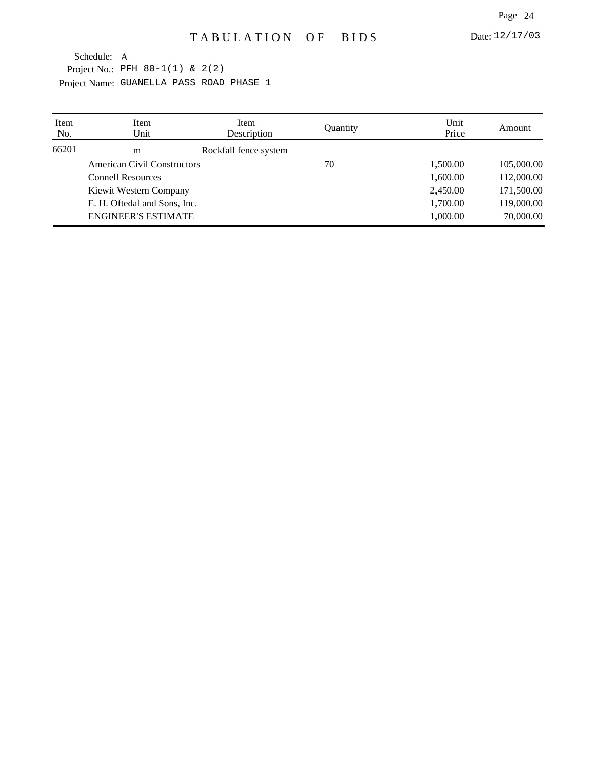# TABULATION OF BIDS

Date: 12/17/03

Schedule: A
Project No.: PFH 80-1(1) & 2(2)
Project Name: GUANELLA PASS ROAD PHASE 1

| Item No. | Item Unit | Item Description | Quantity | Unit Price | Amount |
|---|---|---|---|---|---|
| 66201 | m | Rockfall fence system | | | |
| | American Civil Constructors | | 70 | 1,500.00 | 105,000.00 |
| | Connell Resources | | | 1,600.00 | 112,000.00 |
| | Kiewit Western Company | | | 2,450.00 | 171,500.00 |
| | E. H. Oftedal and Sons, Inc. | | | 1,700.00 | 119,000.00 |
| | ENGINEER'S ESTIMATE | | | 1,000.00 | 70,000.00 |